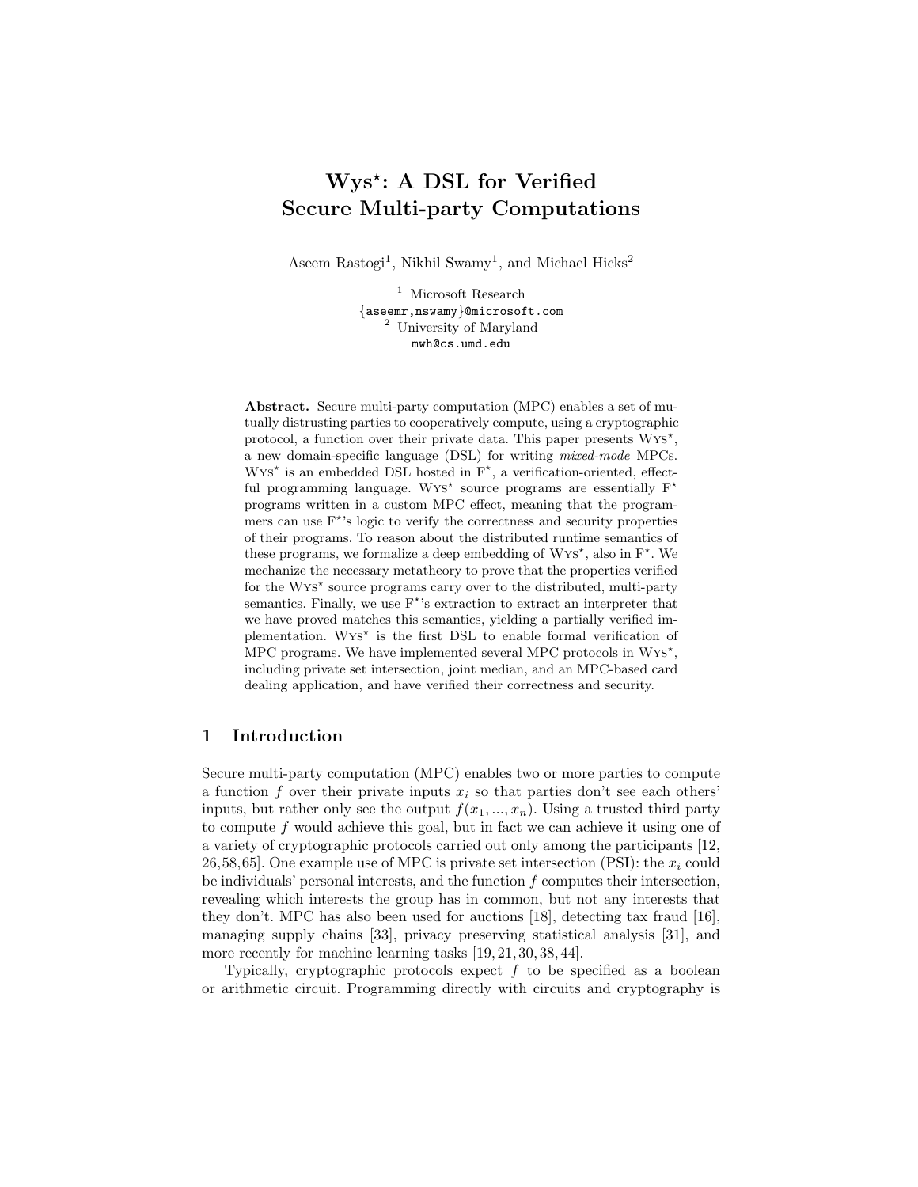# Wys*: A DSL for Verified Secure Multi-party Computations

Aseem Rastogi[1], Nikhil Swamy[1], and Michael Hicks[2]

[1] Microsoft Research
{aseemr,nswamy}@microsoft.com
[2] University of Maryland
mwh@cs.umd.edu

**Abstract.** Secure multi-party computation (MPC) enables a set of mutually distrusting parties to cooperatively compute, using a cryptographic protocol, a function over their private data. This paper presents Wys*, a new domain-specific language (DSL) for writing *mixed-mode* MPCs. Wys* is an embedded DSL hosted in F*, a verification-oriented, effectful programming language. Wys* source programs are essentially F* programs written in a custom MPC effect, meaning that the programmers can use F*'s logic to verify the correctness and security properties of their programs. To reason about the distributed runtime semantics of these programs, we formalize a deep embedding of Wys*, also in F*. We mechanize the necessary metatheory to prove that the properties verified for the Wys* source programs carry over to the distributed, multi-party semantics. Finally, we use F*'s extraction to extract an interpreter that we have proved matches this semantics, yielding a partially verified implementation. Wys* is the first DSL to enable formal verification of MPC programs. We have implemented several MPC protocols in Wys*, including private set intersection, joint median, and an MPC-based card dealing application, and have verified their correctness and security.

## 1 Introduction

Secure multi-party computation (MPC) enables two or more parties to compute a function $f$ over their private inputs $x_i$ so that parties don't see each others' inputs, but rather only see the output $f(x_1, ..., x_n)$. Using a trusted third party to compute $f$ would achieve this goal, but in fact we can achieve it using one of a variety of cryptographic protocols carried out only among the participants [12, 26, 58, 65]. One example use of MPC is private set intersection (PSI): the $x_i$ could be individuals' personal interests, and the function $f$ computes their intersection, revealing which interests the group has in common, but not any interests that they don't. MPC has also been used for auctions [18], detecting tax fraud [16], managing supply chains [33], privacy preserving statistical analysis [31], and more recently for machine learning tasks [19, 21, 30, 38, 44].

Typically, cryptographic protocols expect $f$ to be specified as a boolean or arithmetic circuit. Programming directly with circuits and cryptography is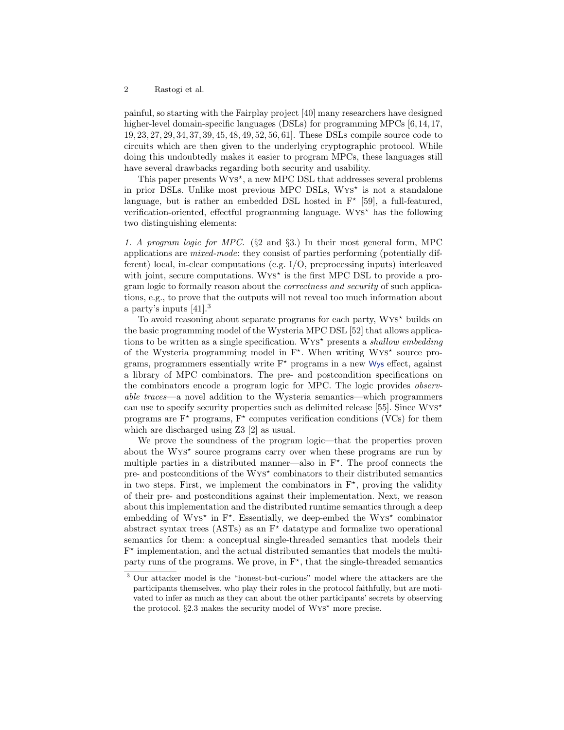painful, so starting with the Fairplay project [40] many researchers have designed higher-level domain-specific languages (DSLs) for programming MPCs [6, 14, 17, 19, 23, 27, 29, 34, 37, 39, 45, 48, 49, 52, 56, 61]. These DSLs compile source code to circuits which are then given to the underlying cryptographic protocol. While doing this undoubtedly makes it easier to program MPCs, these languages still have several drawbacks regarding both security and usability.

This paper presents Wys$^\star$, a new MPC DSL that addresses several problems in prior DSLs. Unlike most previous MPC DSLs, Wys$^\star$ is not a standalone language, but is rather an embedded DSL hosted in F$^\star$ [59], a full-featured, verification-oriented, effectful programming language. Wys$^\star$ has the following two distinguishing elements:

*1. A program logic for MPC.* (§2 and §3.) In their most general form, MPC applications are *mixed-mode*: they consist of parties performing (potentially different) local, in-clear computations (e.g. I/O, preprocessing inputs) interleaved with joint, secure computations. Wys$^\star$ is the first MPC DSL to provide a program logic to formally reason about the *correctness and security* of such applications, e.g., to prove that the outputs will not reveal too much information about a party's inputs [41].[3]

To avoid reasoning about separate programs for each party, Wys$^\star$ builds on the basic programming model of the Wysteria MPC DSL [52] that allows applications to be written as a single specification. Wys$^\star$ presents a *shallow embedding* of the Wysteria programming model in F$^\star$. When writing Wys$^\star$ source programs, programmers essentially write F$^\star$ programs in a new Wys effect, against a library of MPC combinators. The pre- and postcondition specifications on the combinators encode a program logic for MPC. The logic provides *observable traces*—a novel addition to the Wysteria semantics—which programmers can use to specify security properties such as delimited release [55]. Since Wys$^\star$ programs are F$^\star$ programs, F$^\star$ computes verification conditions (VCs) for them which are discharged using Z3 [2] as usual.

We prove the soundness of the program logic—that the properties proven about the Wys$^\star$ source programs carry over when these programs are run by multiple parties in a distributed manner—also in F$^\star$. The proof connects the pre- and postconditions of the Wys$^\star$ combinators to their distributed semantics in two steps. First, we implement the combinators in F$^\star$, proving the validity of their pre- and postconditions against their implementation. Next, we reason about this implementation and the distributed runtime semantics through a deep embedding of Wys$^\star$ in F$^\star$. Essentially, we deep-embed the Wys$^\star$ combinator abstract syntax trees (ASTs) as an F$^\star$ datatype and formalize two operational semantics for them: a conceptual single-threaded semantics that models their F$^\star$ implementation, and the actual distributed semantics that models the multi-party runs of the programs. We prove, in F$^\star$, that the single-threaded semantics

[3] Our attacker model is the "honest-but-curious" model where the attackers are the participants themselves, who play their roles in the protocol faithfully, but are motivated to infer as much as they can about the other participants' secrets by observing the protocol. §2.3 makes the security model of Wys$^\star$ more precise.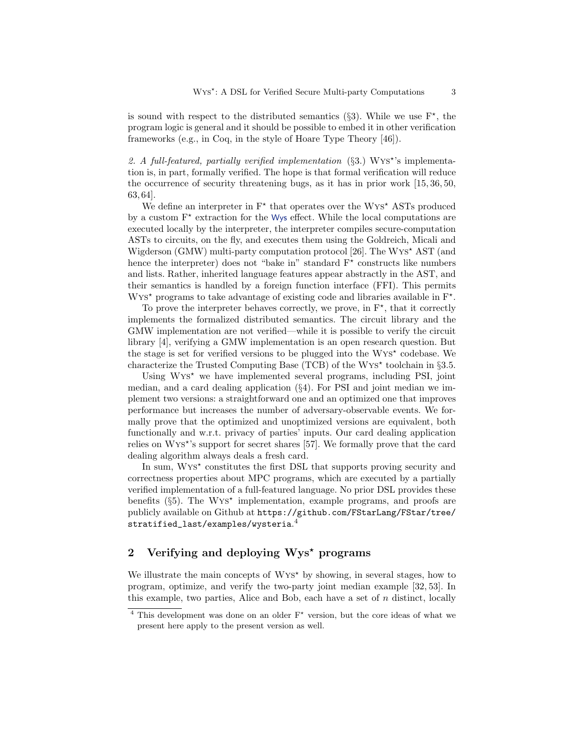is sound with respect to the distributed semantics (§3). While we use F*, the program logic is general and it should be possible to embed it in other verification frameworks (e.g., in Coq, in the style of Hoare Type Theory [46]).

*2. A full-featured, partially verified implementation* (§3.) Wys*'s implementation is, in part, formally verified. The hope is that formal verification will reduce the occurrence of security threatening bugs, as it has in prior work [15, 36, 50, 63, 64].

We define an interpreter in F* that operates over the Wys* ASTs produced by a custom F* extraction for the Wys effect. While the local computations are executed locally by the interpreter, the interpreter compiles secure-computation ASTs to circuits, on the fly, and executes them using the Goldreich, Micali and Wigderson (GMW) multi-party computation protocol [26]. The Wys* AST (and hence the interpreter) does not "bake in" standard F* constructs like numbers and lists. Rather, inherited language features appear abstractly in the AST, and their semantics is handled by a foreign function interface (FFI). This permits Wys* programs to take advantage of existing code and libraries available in F*.

To prove the interpreter behaves correctly, we prove, in F*, that it correctly implements the formalized distributed semantics. The circuit library and the GMW implementation are not verified—while it is possible to verify the circuit library [4], verifying a GMW implementation is an open research question. But the stage is set for verified versions to be plugged into the Wys* codebase. We characterize the Trusted Computing Base (TCB) of the Wys* toolchain in §3.5.

Using Wys* we have implemented several programs, including PSI, joint median, and a card dealing application (§4). For PSI and joint median we implement two versions: a straightforward one and an optimized one that improves performance but increases the number of adversary-observable events. We formally prove that the optimized and unoptimized versions are equivalent, both functionally and w.r.t. privacy of parties' inputs. Our card dealing application relies on Wys*'s support for secret shares [57]. We formally prove that the card dealing algorithm always deals a fresh card.

In sum, Wys* constitutes the first DSL that supports proving security and correctness properties about MPC programs, which are executed by a partially verified implementation of a full-featured language. No prior DSL provides these benefits (§5). The Wys* implementation, example programs, and proofs are publicly available on Github at `https://github.com/FStarLang/FStar/tree/stratified_last/examples/wysteria`.[4]

## 2 Verifying and deploying Wys* programs

We illustrate the main concepts of Wys* by showing, in several stages, how to program, optimize, and verify the two-party joint median example [32, 53]. In this example, two parties, Alice and Bob, each have a set of $n$ distinct, locally

[4] This development was done on an older F* version, but the core ideas of what we present here apply to the present version as well.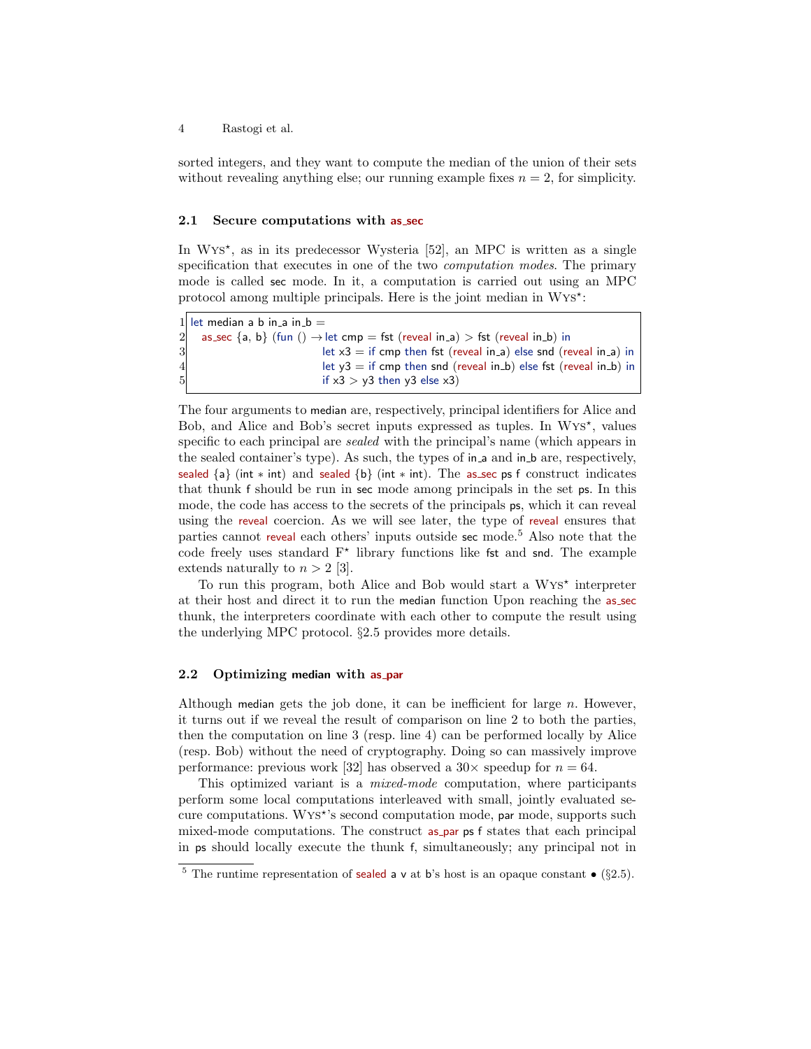sorted integers, and they want to compute the median of the union of their sets without revealing anything else; our running example fixes $n = 2$, for simplicity.

### 2.1 Secure computations with as_sec

In Wys*, as in its predecessor Wysteria [52], an MPC is written as a single specification that executes in one of the two *computation modes*. The primary mode is called sec mode. In it, a computation is carried out using an MPC protocol among multiple principals. Here is the joint median in Wys*:

```
1 let median a b in_a in_b =
2   as_sec {a, b} (fun () → let cmp = fst (reveal in_a) > fst (reveal in_b) in
3                          let x3 = if cmp then fst (reveal in_a) else snd (reveal in_a) in
4                          let y3 = if cmp then snd (reveal in_b) else fst (reveal in_b) in
5                          if x3 > y3 then y3 else x3)
```

The four arguments to median are, respectively, principal identifiers for Alice and Bob, and Alice and Bob's secret inputs expressed as tuples. In Wys*, values specific to each principal are *sealed* with the principal's name (which appears in the sealed container's type). As such, the types of in_a and in_b are, respectively, sealed {a} (int ∗ int) and sealed {b} (int ∗ int). The as_sec ps f construct indicates that thunk f should be run in sec mode among principals in the set ps. In this mode, the code has access to the secrets of the principals ps, which it can reveal using the reveal coercion. As we will see later, the type of reveal ensures that parties cannot reveal each others' inputs outside sec mode.[5] Also note that the code freely uses standard F* library functions like fst and snd. The example extends naturally to $n > 2$ [3].

To run this program, both Alice and Bob would start a Wys* interpreter at their host and direct it to run the median function Upon reaching the as_sec thunk, the interpreters coordinate with each other to compute the result using the underlying MPC protocol. §2.5 provides more details.

### 2.2 Optimizing median with as_par

Although median gets the job done, it can be inefficient for large $n$. However, it turns out if we reveal the result of comparison on line 2 to both the parties, then the computation on line 3 (resp. line 4) can be performed locally by Alice (resp. Bob) without the need of cryptography. Doing so can massively improve performance: previous work [32] has observed a $30\times$ speedup for $n = 64$.

This optimized variant is a *mixed-mode* computation, where participants perform some local computations interleaved with small, jointly evaluated secure computations. Wys*'s second computation mode, par mode, supports such mixed-mode computations. The construct as_par ps f states that each principal in ps should locally execute the thunk f, simultaneously; any principal not in

[5] The runtime representation of sealed a v at b's host is an opaque constant • (§2.5).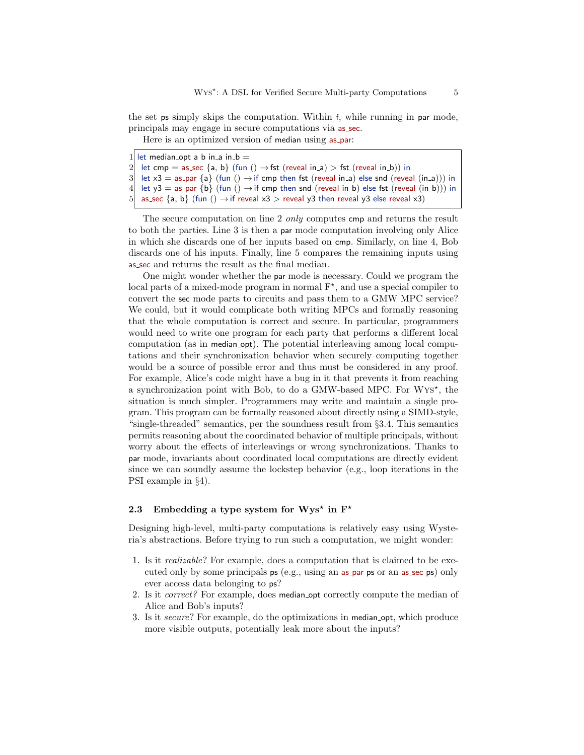the set ps simply skips the computation. Within f, while running in par mode, principals may engage in secure computations via as_sec.

Here is an optimized version of median using as_par:

```
1 let median_opt a b in_a in_b =
2   let cmp = as_sec {a, b} (fun () → fst (reveal in_a) > fst (reveal in_b)) in
3   let x3 = as_par {a} (fun () → if cmp then fst (reveal in_a) else snd (reveal (in_a))) in
4   let y3 = as_par {b} (fun () → if cmp then snd (reveal in_b) else fst (reveal (in_b))) in
5   as_sec {a, b} (fun () → if reveal x3 > reveal y3 then reveal y3 else reveal x3)
```

The secure computation on line 2 *only* computes cmp and returns the result to both the parties. Line 3 is then a par mode computation involving only Alice in which she discards one of her inputs based on cmp. Similarly, on line 4, Bob discards one of his inputs. Finally, line 5 compares the remaining inputs using as_sec and returns the result as the final median.

One might wonder whether the par mode is necessary. Could we program the local parts of a mixed-mode program in normal F*, and use a special compiler to convert the sec mode parts to circuits and pass them to a GMW MPC service? We could, but it would complicate both writing MPCs and formally reasoning that the whole computation is correct and secure. In particular, programmers would need to write one program for each party that performs a different local computation (as in median_opt). The potential interleaving among local computations and their synchronization behavior when securely computing together would be a source of possible error and thus must be considered in any proof. For example, Alice's code might have a bug in it that prevents it from reaching a synchronization point with Bob, to do a GMW-based MPC. For Wys*, the situation is much simpler. Programmers may write and maintain a single program. This program can be formally reasoned about directly using a SIMD-style, "single-threaded" semantics, per the soundness result from §3.4. This semantics permits reasoning about the coordinated behavior of multiple principals, without worry about the effects of interleavings or wrong synchronizations. Thanks to par mode, invariants about coordinated local computations are directly evident since we can soundly assume the lockstep behavior (e.g., loop iterations in the PSI example in §4).

### 2.3 Embedding a type system for Wys* in F*

Designing high-level, multi-party computations is relatively easy using Wysteria's abstractions. Before trying to run such a computation, we might wonder:

1. Is it *realizable*? For example, does a computation that is claimed to be executed only by some principals ps (e.g., using an as_par ps or an as_sec ps) only ever access data belonging to ps?
2. Is it *correct?* For example, does median_opt correctly compute the median of Alice and Bob's inputs?
3. Is it *secure*? For example, do the optimizations in median_opt, which produce more visible outputs, potentially leak more about the inputs?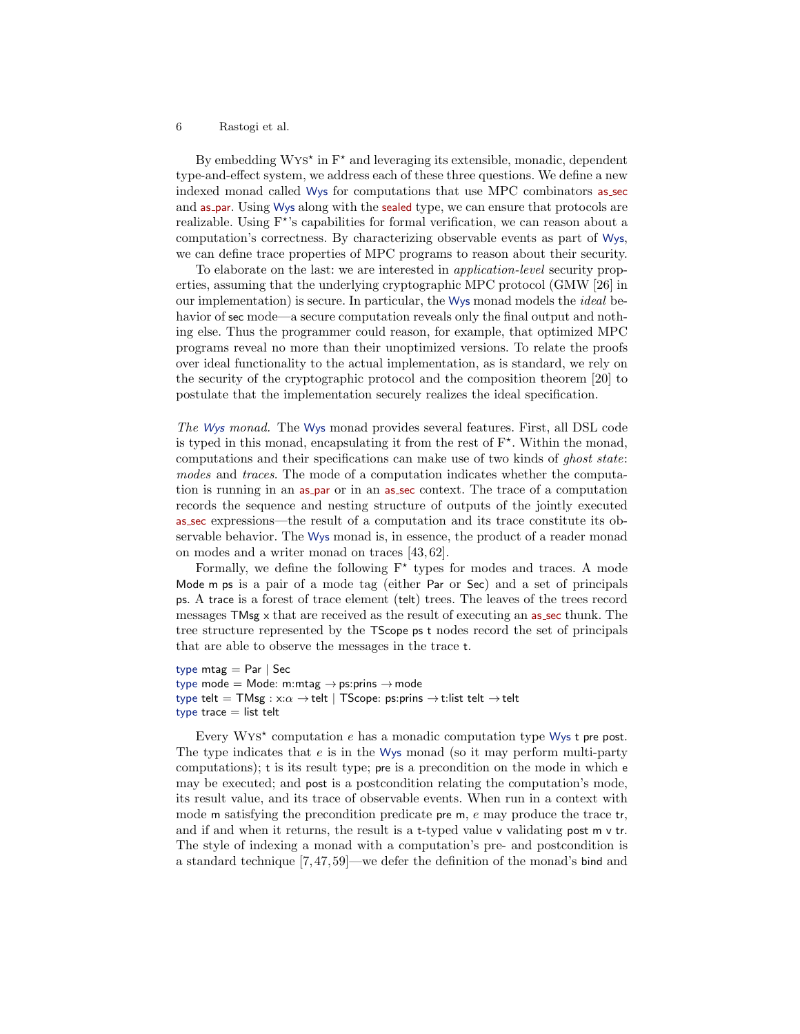By embedding Wys⋆ in F⋆ and leveraging its extensible, monadic, dependent type-and-effect system, we address each of these three questions. We define a new indexed monad called Wys for computations that use MPC combinators as_sec and as_par. Using Wys along with the sealed type, we can ensure that protocols are realizable. Using F⋆'s capabilities for formal verification, we can reason about a computation's correctness. By characterizing observable events as part of Wys, we can define trace properties of MPC programs to reason about their security.

To elaborate on the last: we are interested in *application-level* security properties, assuming that the underlying cryptographic MPC protocol (GMW [26] in our implementation) is secure. In particular, the Wys monad models the *ideal* behavior of sec mode—a secure computation reveals only the final output and nothing else. Thus the programmer could reason, for example, that optimized MPC programs reveal no more than their unoptimized versions. To relate the proofs over ideal functionality to the actual implementation, as is standard, we rely on the security of the cryptographic protocol and the composition theorem [20] to postulate that the implementation securely realizes the ideal specification.

*The Wys monad.* The Wys monad provides several features. First, all DSL code is typed in this monad, encapsulating it from the rest of F⋆. Within the monad, computations and their specifications can make use of two kinds of *ghost state*: *modes* and *traces*. The mode of a computation indicates whether the computation is running in an as_par or in an as_sec context. The trace of a computation records the sequence and nesting structure of outputs of the jointly executed as_sec expressions—the result of a computation and its trace constitute its observable behavior. The Wys monad is, in essence, the product of a reader monad on modes and a writer monad on traces [43, 62].

Formally, we define the following F⋆ types for modes and traces. A mode Mode m ps is a pair of a mode tag (either Par or Sec) and a set of principals ps. A trace is a forest of trace element (telt) trees. The leaves of the trees record messages TMsg x that are received as the result of executing an as_sec thunk. The tree structure represented by the TScope ps t nodes record the set of principals that are able to observe the messages in the trace t.

```
type mtag = Par | Sec
type mode = Mode: m:mtag → ps:prins → mode
type telt = TMsg : x:α → telt | TScope: ps:prins → t:list telt → telt
type trace = list telt
```

Every Wys⋆ computation $e$ has a monadic computation type Wys t pre post. The type indicates that $e$ is in the Wys monad (so it may perform multi-party computations); t is its result type; pre is a precondition on the mode in which e may be executed; and post is a postcondition relating the computation's mode, its result value, and its trace of observable events. When run in a context with mode m satisfying the precondition predicate pre m, $e$ may produce the trace tr, and if and when it returns, the result is a t-typed value v validating post m v tr. The style of indexing a monad with a computation's pre- and postcondition is a standard technique [7, 47, 59]—we defer the definition of the monad's bind and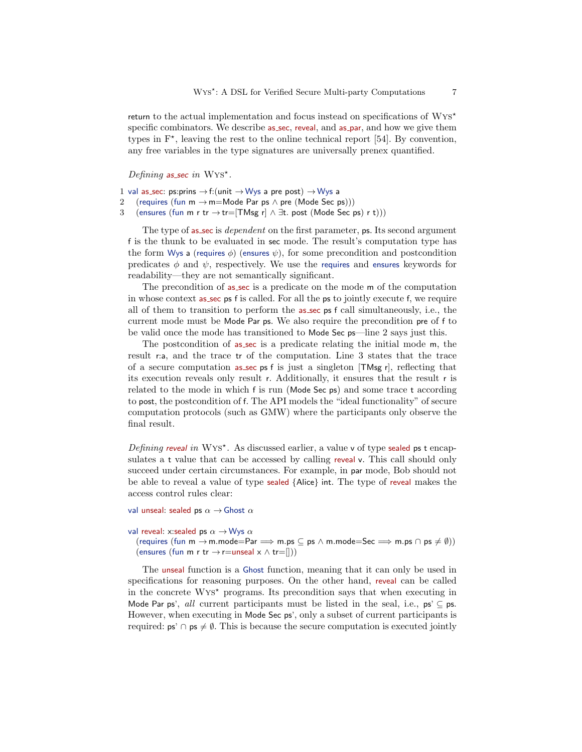return to the actual implementation and focus instead on specifications of Wys⋆ specific combinators. We describe as_sec, reveal, and as_par, and how we give them types in F⋆, leaving the rest to the online technical report [54]. By convention, any free variables in the type signatures are universally prenex quantified.

*Defining as_sec in* Wys⋆.

```
1 val as_sec: ps:prins → f:(unit → Wys a pre post) → Wys a
2   (requires (fun m → m=Mode Par ps ∧ pre (Mode Sec ps)))
3   (ensures (fun m r tr → tr=[TMsg r] ∧ ∃t. post (Mode Sec ps) r t)))
```

The type of as_sec is *dependent* on the first parameter, ps. Its second argument f is the thunk to be evaluated in sec mode. The result's computation type has the form Wys a (requires $\phi$) (ensures $\psi$), for some precondition and postcondition predicates $\phi$ and $\psi$, respectively. We use the requires and ensures keywords for readability—they are not semantically significant.

The precondition of as_sec is a predicate on the mode m of the computation in whose context as_sec ps f is called. For all the ps to jointly execute f, we require all of them to transition to perform the as_sec ps f call simultaneously, i.e., the current mode must be Mode Par ps. We also require the precondition pre of f to be valid once the mode has transitioned to Mode Sec ps—line 2 says just this.

The postcondition of as_sec is a predicate relating the initial mode m, the result r:a, and the trace tr of the computation. Line 3 states that the trace of a secure computation as_sec ps f is just a singleton [TMsg r], reflecting that its execution reveals only result r. Additionally, it ensures that the result r is related to the mode in which f is run (Mode Sec ps) and some trace t according to post, the postcondition of f. The API models the "ideal functionality" of secure computation protocols (such as GMW) where the participants only observe the final result.

*Defining reveal in* Wys⋆. As discussed earlier, a value v of type sealed ps t encapsulates a t value that can be accessed by calling reveal v. This call should only succeed under certain circumstances. For example, in par mode, Bob should not be able to reveal a value of type sealed {Alice} int. The type of reveal makes the access control rules clear:

```
val unseal: sealed ps α → Ghost α

val reveal: x:sealed ps α → Wys α
  (requires (fun m → m.mode=Par ⟹ m.ps ⊆ ps ∧ m.mode=Sec ⟹ m.ps ∩ ps ≠ ∅))
  (ensures (fun m r tr → r=unseal x ∧ tr=[]))
```

The unseal function is a Ghost function, meaning that it can only be used in specifications for reasoning purposes. On the other hand, reveal can be called in the concrete Wys⋆ programs. Its precondition says that when executing in Mode Par ps', *all* current participants must be listed in the seal, i.e., ps' $\subseteq$ ps. However, when executing in Mode Sec ps', only a subset of current participants is required: ps' $\cap$ ps $\neq \emptyset$. This is because the secure computation is executed jointly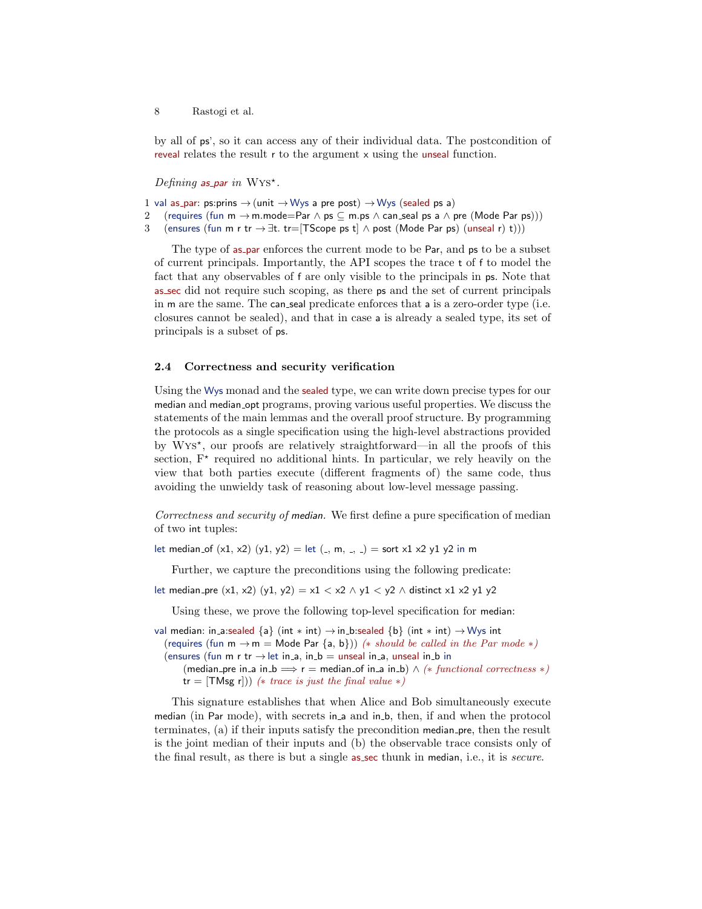by all of ps', so it can access any of their individual data. The postcondition of reveal relates the result r to the argument x using the unseal function.

*Defining as_par in Wys⋆.*

```
1 val as_par: ps:prins → (unit → Wys a pre post) → Wys (sealed ps a)
2   (requires (fun m → m.mode=Par ∧ ps ⊆ m.ps ∧ can_seal ps a ∧ pre (Mode Par ps)))
3   (ensures (fun m r tr → ∃t. tr=[TScope ps t] ∧ post (Mode Par ps) (unseal r) t)))
```

The type of as_par enforces the current mode to be Par, and ps to be a subset of current principals. Importantly, the API scopes the trace t of f to model the fact that any observables of f are only visible to the principals in ps. Note that as_sec did not require such scoping, as there ps and the set of current principals in m are the same. The can_seal predicate enforces that a is a zero-order type (i.e. closures cannot be sealed), and that in case a is already a sealed type, its set of principals is a subset of ps.

### 2.4 Correctness and security verification

Using the Wys monad and the sealed type, we can write down precise types for our median and median_opt programs, proving various useful properties. We discuss the statements of the main lemmas and the overall proof structure. By programming the protocols as a single specification using the high-level abstractions provided by Wys⋆, our proofs are relatively straightforward—in all the proofs of this section, F⋆ required no additional hints. In particular, we rely heavily on the view that both parties execute (different fragments of) the same code, thus avoiding the unwieldy task of reasoning about low-level message passing.

*Correctness and security of median.* We first define a pure specification of median of two int tuples:

```
let median_of (x1, x2) (y1, y2) = let (_, m, _, _) = sort x1 x2 y1 y2 in m
```

Further, we capture the preconditions using the following predicate:

```
let median_pre (x1, x2) (y1, y2) = x1 < x2 ∧ y1 < y2 ∧ distinct x1 x2 y1 y2
```

Using these, we prove the following top-level specification for median:

```
val median: in_a:sealed {a} (int ∗ int) → in_b:sealed {b} (int ∗ int) → Wys int
  (requires (fun m → m = Mode Par {a, b})) (∗ should be called in the Par mode ∗)
  (ensures (fun m r tr → let in_a, in_b = unseal in_a, unseal in_b in
      (median_pre in_a in_b =⇒ r = median_of in_a in_b) ∧ (∗ functional correctness ∗)
      tr = [TMsg r])) (∗ trace is just the final value ∗)
```

This signature establishes that when Alice and Bob simultaneously execute median (in Par mode), with secrets in_a and in_b, then, if and when the protocol terminates, (a) if their inputs satisfy the precondition median_pre, then the result is the joint median of their inputs and (b) the observable trace consists only of the final result, as there is but a single as_sec thunk in median, i.e., it is *secure*.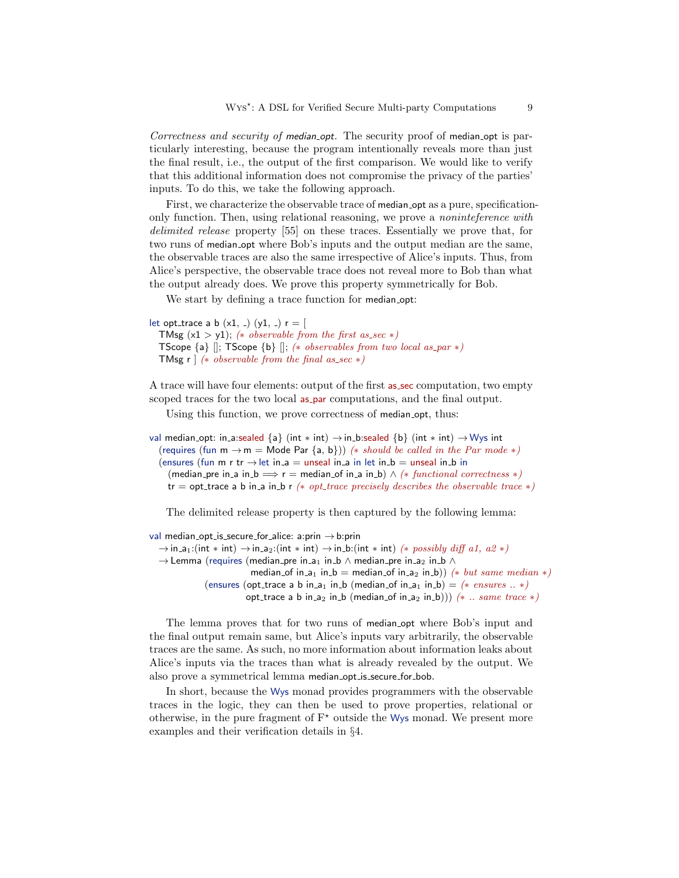*Correctness and security of* median_opt. The security proof of median_opt is particularly interesting, because the program intentionally reveals more than just the final result, i.e., the output of the first comparison. We would like to verify that this additional information does not compromise the privacy of the parties' inputs. To do this, we take the following approach.

First, we characterize the observable trace of median_opt as a pure, specification-only function. Then, using relational reasoning, we prove a *noninteference with delimited release* property [55] on these traces. Essentially we prove that, for two runs of median_opt where Bob's inputs and the output median are the same, the observable traces are also the same irrespective of Alice's inputs. Thus, from Alice's perspective, the observable trace does not reveal more to Bob than what the output already does. We prove this property symmetrically for Bob.

We start by defining a trace function for median_opt:

```
let opt_trace a b (x1, _) (y1, _) r = [
  TMsg (x1 > y1); (* observable from the first as_sec *)
  TScope {a} []; TScope {b} []; (* observables from two local as_par *)
  TMsg r ] (* observable from the final as_sec *)
```

A trace will have four elements: output of the first as_sec computation, two empty scoped traces for the two local as_par computations, and the final output.

Using this function, we prove correctness of median_opt, thus:

```
val median_opt: in_a:sealed {a} (int * int) → in_b:sealed {b} (int * int) → Wys int
  (requires (fun m → m = Mode Par {a, b})) (* should be called in the Par mode *)
  (ensures (fun m r tr → let in_a = unseal in_a in let in_b = unseal in_b in
    (median_pre in_a in_b ⟹ r = median_of in_a in_b) ∧ (* functional correctness *)
    tr = opt_trace a b in_a in_b r (* opt_trace precisely describes the observable trace *)
```

The delimited release property is then captured by the following lemma:

```
val median_opt_is_secure_for_alice: a:prin → b:prin
  → in_a1:(int * int) → in_a2:(int * int) → in_b:(int * int) (* possibly diff a1, a2 *)
  → Lemma (requires (median_pre in_a1 in_b ∧ median_pre in_a2 in_b ∧
                     median_of in_a1 in_b = median_of in_a2 in_b)) (* but same median *)
          (ensures (opt_trace a b in_a1 in_b (median_of in_a1 in_b) = (* ensures .. *)
                    opt_trace a b in_a2 in_b (median_of in_a2 in_b))) (* .. same trace *)
```

The lemma proves that for two runs of median_opt where Bob's input and the final output remain same, but Alice's inputs vary arbitrarily, the observable traces are the same. As such, no more information about information leaks about Alice's inputs via the traces than what is already revealed by the output. We also prove a symmetrical lemma median_opt_is_secure_for_bob.

In short, because the Wys monad provides programmers with the observable traces in the logic, they can then be used to prove properties, relational or otherwise, in the pure fragment of F⋆ outside the Wys monad. We present more examples and their verification details in §4.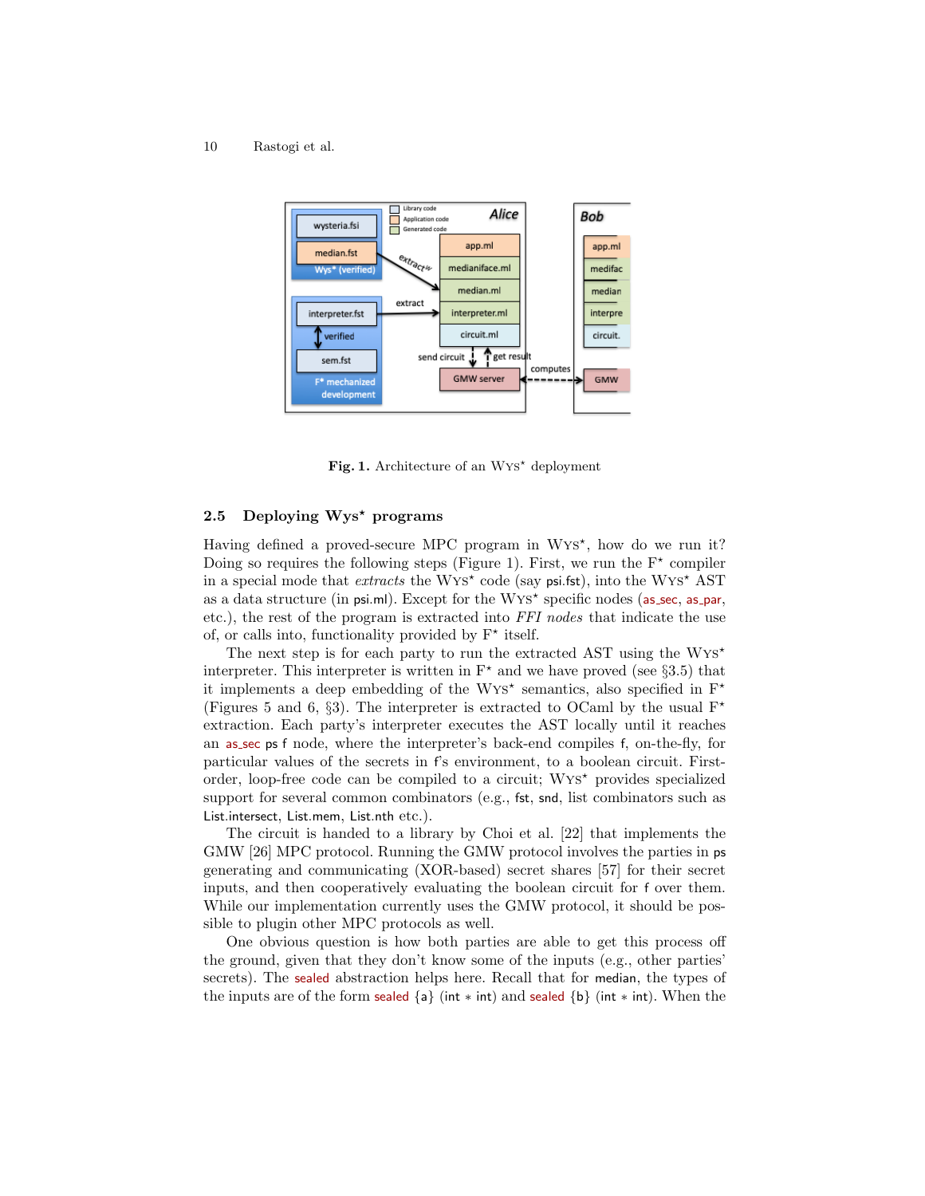**Fig. 1.** Architecture of an Wys⋆ deployment

### 2.5 Deploying Wys⋆ programs

Having defined a proved-secure MPC program in Wys⋆, how do we run it? Doing so requires the following steps (Figure 1). First, we run the F⋆ compiler in a special mode that *extracts* the Wys⋆ code (say psi.fst), into the Wys⋆ AST as a data structure (in psi.ml). Except for the Wys⋆ specific nodes (as_sec, as_par, etc.), the rest of the program is extracted into *FFI nodes* that indicate the use of, or calls into, functionality provided by F⋆ itself.

The next step is for each party to run the extracted AST using the Wys⋆ interpreter. This interpreter is written in F⋆ and we have proved (see §3.5) that it implements a deep embedding of the Wys⋆ semantics, also specified in F⋆ (Figures 5 and 6, §3). The interpreter is extracted to OCaml by the usual F⋆ extraction. Each party's interpreter executes the AST locally until it reaches an as_sec ps f node, where the interpreter's back-end compiles f, on-the-fly, for particular values of the secrets in f's environment, to a boolean circuit. First-order, loop-free code can be compiled to a circuit; Wys⋆ provides specialized support for several common combinators (e.g., fst, snd, list combinators such as List.intersect, List.mem, List.nth etc.).

The circuit is handed to a library by Choi et al. [22] that implements the GMW [26] MPC protocol. Running the GMW protocol involves the parties in ps generating and communicating (XOR-based) secret shares [57] for their secret inputs, and then cooperatively evaluating the boolean circuit for f over them. While our implementation currently uses the GMW protocol, it should be possible to plugin other MPC protocols as well.

One obvious question is how both parties are able to get this process off the ground, given that they don't know some of the inputs (e.g., other parties' secrets). The sealed abstraction helps here. Recall that for median, the types of the inputs are of the form sealed {a} (int ∗ int) and sealed {b} (int ∗ int). When the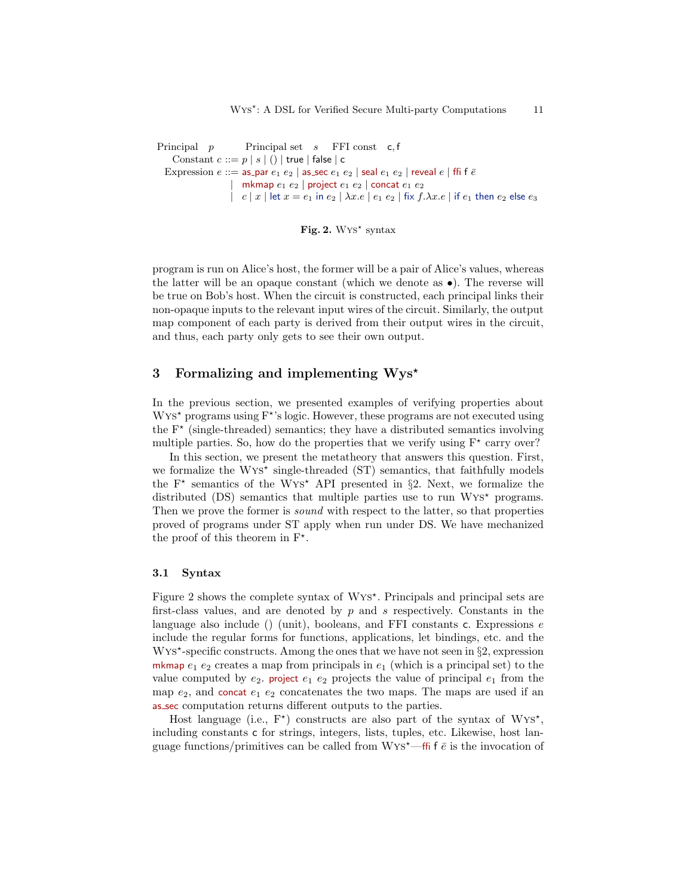Principal $p$ Principal set $s$ FFI const $\mathsf{c}, \mathsf{f}$

$$
\begin{array}{rcl}
\text{Constant } c & ::= & p \mid s \mid () \mid \mathsf{true} \mid \mathsf{false} \mid \mathsf{c} \\
\text{Expression } e & ::= & \mathsf{as\_par}\ e_1\ e_2 \mid \mathsf{as\_sec}\ e_1\ e_2 \mid \mathsf{seal}\ e_1\ e_2 \mid \mathsf{reveal}\ e \mid \mathsf{ffi}\ \mathsf{f}\ \bar{e} \\
& \mid & \mathsf{mkmap}\ e_1\ e_2 \mid \mathsf{project}\ e_1\ e_2 \mid \mathsf{concat}\ e_1\ e_2 \\
& \mid & c \mid x \mid \mathsf{let}\ x = e_1\ \mathsf{in}\ e_2 \mid \lambda x.e \mid e_1\ e_2 \mid \mathsf{fix}\ f.\lambda x.e \mid \mathsf{if}\ e_1\ \mathsf{then}\ e_2\ \mathsf{else}\ e_3
\end{array}
$$

**Fig. 2.** Wys$^\star$ syntax

program is run on Alice's host, the former will be a pair of Alice's values, whereas the latter will be an opaque constant (which we denote as $\bullet$). The reverse will be true on Bob's host. When the circuit is constructed, each principal links their non-opaque inputs to the relevant input wires of the circuit. Similarly, the output map component of each party is derived from their output wires in the circuit, and thus, each party only gets to see their own output.

## 3 Formalizing and implementing Wys$^\star$

In the previous section, we presented examples of verifying properties about Wys$^\star$ programs using F$^\star$'s logic. However, these programs are not executed using the F$^\star$ (single-threaded) semantics; they have a distributed semantics involving multiple parties. So, how do the properties that we verify using F$^\star$ carry over?

In this section, we present the metatheory that answers this question. First, we formalize the Wys$^\star$ single-threaded (ST) semantics, that faithfully models the F$^\star$ semantics of the Wys$^\star$ API presented in §2. Next, we formalize the distributed (DS) semantics that multiple parties use to run Wys$^\star$ programs. Then we prove the former is *sound* with respect to the latter, so that properties proved of programs under ST apply when run under DS. We have mechanized the proof of this theorem in F$^\star$.

### 3.1 Syntax

Figure 2 shows the complete syntax of Wys$^\star$. Principals and principal sets are first-class values, and are denoted by $p$ and $s$ respectively. Constants in the language also include () (unit), booleans, and FFI constants $\mathsf{c}$. Expressions $e$ include the regular forms for functions, applications, let bindings, etc. and the Wys$^\star$-specific constructs. Among the ones that we have not seen in §2, expression $\mathsf{mkmap}\ e_1\ e_2$ creates a map from principals in $e_1$ (which is a principal set) to the value computed by $e_2$. $\mathsf{project}\ e_1\ e_2$ projects the value of principal $e_1$ from the map $e_2$, and $\mathsf{concat}\ e_1\ e_2$ concatenates the two maps. The maps are used if an $\mathsf{as\_sec}$ computation returns different outputs to the parties.

Host language (i.e., F$^\star$) constructs are also part of the syntax of Wys$^\star$, including constants $\mathsf{c}$ for strings, integers, lists, tuples, etc. Likewise, host language functions/primitives can be called from Wys$^\star$—$\mathsf{ffi}\ \mathsf{f}\ \bar{e}$ is the invocation of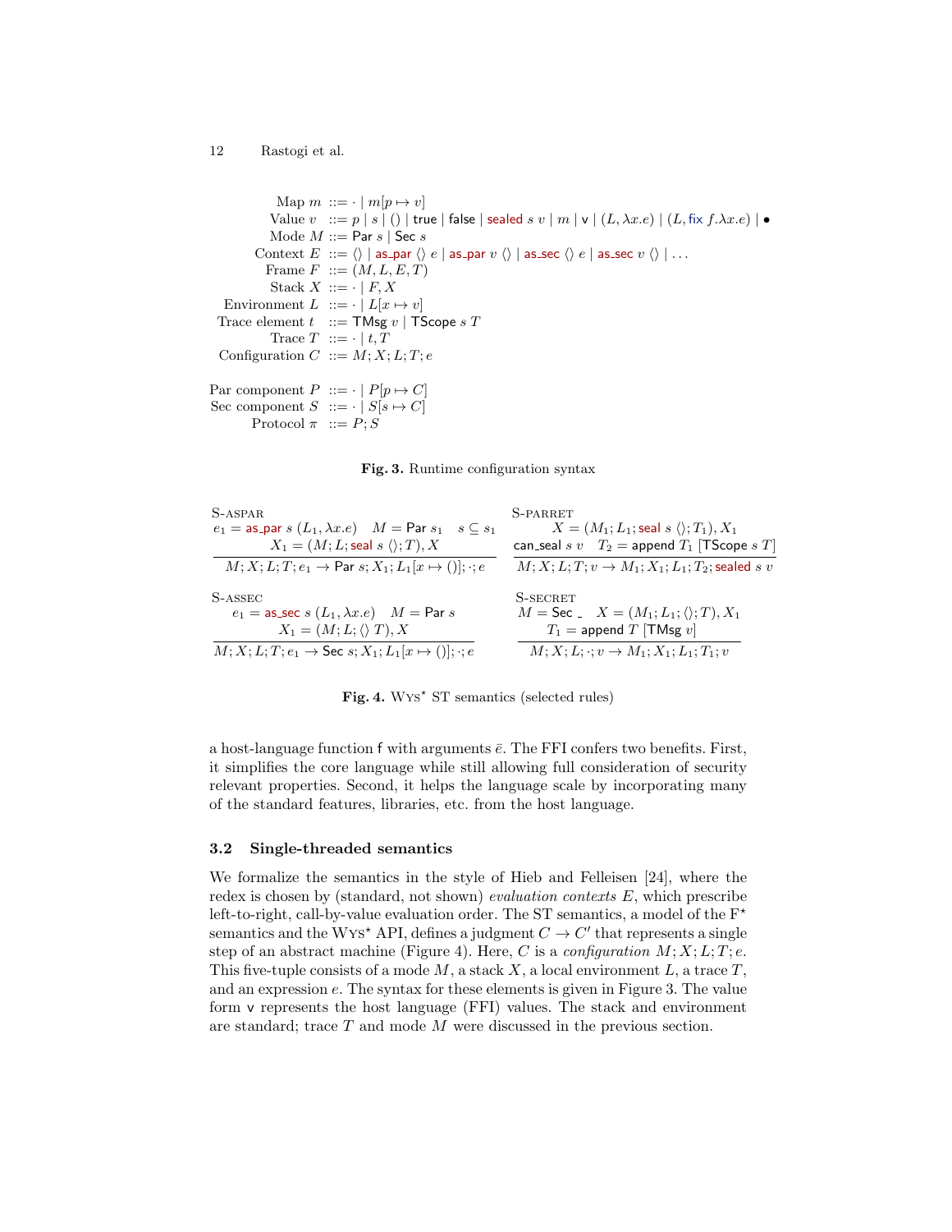$$
\begin{array}{rcl}
\text{Map } m & ::= & \cdot \mid m[p \mapsto v] \\
\text{Value } v & ::= & p \mid s \mid () \mid \mathsf{true} \mid \mathsf{false} \mid \mathsf{sealed}\ s\ v \mid m \mid \mathsf{v} \mid (L, \lambda x.e) \mid (L, \mathsf{fix}\ f.\lambda x.e) \mid \bullet \\
\text{Mode } M & ::= & \mathsf{Par}\ s \mid \mathsf{Sec}\ s \\
\text{Context } E & ::= & \langle\rangle \mid \mathsf{as\_par}\ \langle\rangle\ e \mid \mathsf{as\_par}\ v\ \langle\rangle \mid \mathsf{as\_sec}\ \langle\rangle\ e \mid \mathsf{as\_sec}\ v\ \langle\rangle \mid \ldots \\
\text{Frame } F & ::= & (M, L, E, T) \\
\text{Stack } X & ::= & \cdot \mid F, X \\
\text{Environment } L & ::= & \cdot \mid L[x \mapsto v] \\
\text{Trace element } t & ::= & \mathsf{TMsg}\ v \mid \mathsf{TScope}\ s\ T \\
\text{Trace } T & ::= & \cdot \mid t, T \\
\text{Configuration } C & ::= & M; X; L; T; e \\
\\
\text{Par component } P & ::= & \cdot \mid P[p \mapsto C] \\
\text{Sec component } S & ::= & \cdot \mid S[s \mapsto C] \\
\text{Protocol } \pi & ::= & P; S
\end{array}
$$

**Fig. 3.** Runtime configuration syntax

S-ASPAR
$$
\frac{e_1 = \mathsf{as\_par}\ s\ (L_1, \lambda x.e) \quad M = \mathsf{Par}\ s_1 \quad s \subseteq s_1 \qquad X_1 = (M; L; \mathsf{seal}\ s\ \langle\rangle; T), X}{M; X; L; T; e_1 \rightarrow \mathsf{Par}\ s; X_1; L_1[x \mapsto ()]; \cdot; e}
$$

S-PARRET
$$
\frac{X = (M_1; L_1; \mathsf{seal}\ s\ \langle\rangle; T_1), X_1 \qquad \mathsf{can\_seal}\ s\ v \quad T_2 = \mathsf{append}\ T_1\ [\mathsf{TScope}\ s\ T]}{M; X; L; T; v \rightarrow M_1; X_1; L_1; T_2; \mathsf{sealed}\ s\ v}
$$

S-ASSEC
$$
\frac{e_1 = \mathsf{as\_sec}\ s\ (L_1, \lambda x.e) \quad M = \mathsf{Par}\ s \qquad X_1 = (M; L; \langle\rangle\ T), X}{M; X; L; T; e_1 \rightarrow \mathsf{Sec}\ s; X_1; L_1[x \mapsto ()]; \cdot; e}
$$

S-SECRET
$$
\frac{M = \mathsf{Sec}\ \_ \quad X = (M_1; L_1; \langle\rangle; T), X_1 \qquad T_1 = \mathsf{append}\ T\ [\mathsf{TMsg}\ v]}{M; X; L; \cdot; v \rightarrow M_1; X_1; L_1; T_1; v}
$$

**Fig. 4.** Wys$^\star$ ST semantics (selected rules)

a host-language function f with arguments $\bar{e}$. The FFI confers two benefits. First, it simplifies the core language while still allowing full consideration of security relevant properties. Second, it helps the language scale by incorporating many of the standard features, libraries, etc. from the host language.

### 3.2 Single-threaded semantics

We formalize the semantics in the style of Hieb and Felleisen [24], where the redex is chosen by (standard, not shown) *evaluation contexts* $E$, which prescribe left-to-right, call-by-value evaluation order. The ST semantics, a model of the F$^\star$ semantics and the Wys$^\star$ API, defines a judgment $C \rightarrow C'$ that represents a single step of an abstract machine (Figure 4). Here, $C$ is a *configuration* $M; X; L; T; e$. This five-tuple consists of a mode $M$, a stack $X$, a local environment $L$, a trace $T$, and an expression $e$. The syntax for these elements is given in Figure 3. The value form v represents the host language (FFI) values. The stack and environment are standard; trace $T$ and mode $M$ were discussed in the previous section.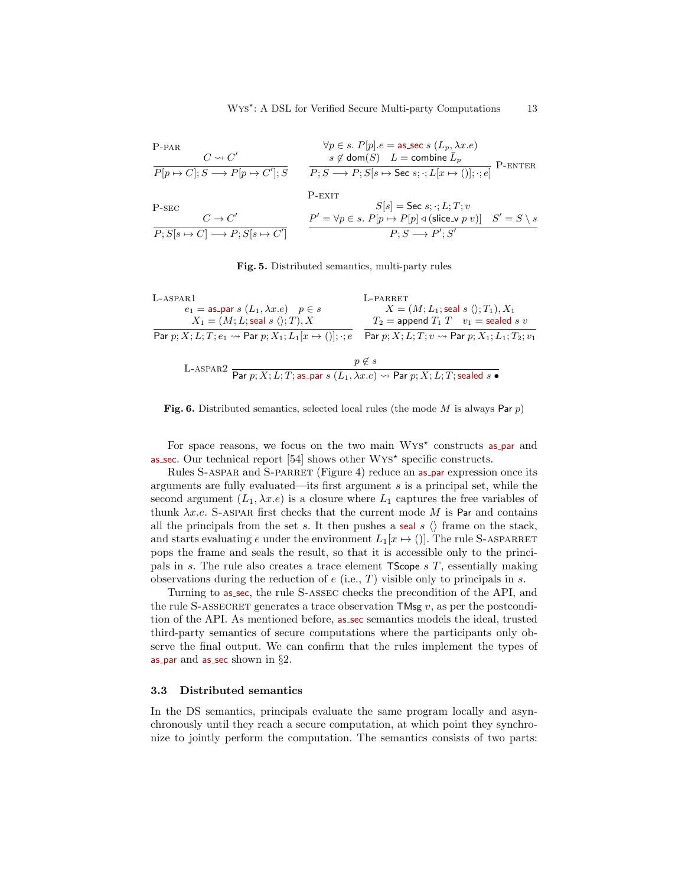$$\text{P-PAR}\quad \frac{C \rightsquigarrow C'}{P[p \mapsto C]; S \longrightarrow P[p \mapsto C']; S}$$

$$\frac{\forall p \in s.\ P[p].e = \textsf{as\_sec}\ s\ (L_p, \lambda x.e) \quad s \notin \textsf{dom}(S) \quad L = \textsf{combine}\ \bar{L}_p}{P; S \longrightarrow P; S[s \mapsto \textsf{Sec}\ s; \cdot; L[x \mapsto ()]; \cdot; e]}\ \text{P-ENTER}$$

$$\text{P-SEC}\quad \frac{C \rightarrow C'}{P; S[s \mapsto C] \longrightarrow P; S[s \mapsto C']}$$

$$\text{P-EXIT}\quad \frac{S[s] = \textsf{Sec}\ s; \cdot; L; T; v \quad P' = \forall p \in s.\ P[p \mapsto P[p] \triangleleft (\textsf{slice\_v}\ p\ v)] \quad S' = S \setminus s}{P; S \longrightarrow P'; S'}$$

**Fig. 5.** Distributed semantics, multi-party rules

$$\text{L-ASPAR1}\quad \frac{e_1 = \textsf{as\_par}\ s\ (L_1, \lambda x.e) \quad p \in s \quad X_1 = (M; L; \textsf{seal}\ s\ \langle\rangle; T), X}{\textsf{Par}\ p; X; L; T; e_1 \rightsquigarrow \textsf{Par}\ p; X_1; L_1[x \mapsto ()]; \cdot; e}$$

$$\text{L-PARRET}\quad \frac{X = (M; L_1; \textsf{seal}\ s\ \langle\rangle; T_1), X_1 \quad T_2 = \textsf{append}\ T_1\ T \quad v_1 = \textsf{sealed}\ s\ v}{\textsf{Par}\ p; X; L; T; v \rightsquigarrow \textsf{Par}\ p; X_1; L_1; T_2; v_1}$$

$$\text{L-ASPAR2}\quad \frac{p \notin s}{\textsf{Par}\ p; X; L; T; \textsf{as\_par}\ s\ (L_1, \lambda x.e) \rightsquigarrow \textsf{Par}\ p; X; L; T; \textsf{sealed}\ s\ \bullet}$$

**Fig. 6.** Distributed semantics, selected local rules (the mode $M$ is always $\textsf{Par}\ p$)

For space reasons, we focus on the two main Wys$^\star$ constructs as_par and as_sec. Our technical report [54] shows other Wys$^\star$ specific constructs.

Rules S-ASPAR and S-PARRET (Figure 4) reduce an as_par expression once its arguments are fully evaluated—its first argument $s$ is a principal set, while the second argument $(L_1, \lambda x.e)$ is a closure where $L_1$ captures the free variables of thunk $\lambda x.e$. S-ASPAR first checks that the current mode $M$ is Par and contains all the principals from the set $s$. It then pushes a seal $s$ $\langle\rangle$ frame on the stack, and starts evaluating $e$ under the environment $L_1[x \mapsto ()]$. The rule S-ASPARRET pops the frame and seals the result, so that it is accessible only to the principals in $s$. The rule also creates a trace element TScope $s$ $T$, essentially making observations during the reduction of $e$ (i.e., $T$) visible only to principals in $s$.

Turning to as_sec, the rule S-ASSEC checks the precondition of the API, and the rule S-ASSECRET generates a trace observation TMsg $v$, as per the postcondition of the API. As mentioned before, as_sec semantics models the ideal, trusted third-party semantics of secure computations where the participants only observe the final output. We can confirm that the rules implement the types of as_par and as_sec shown in §2.

### 3.3 Distributed semantics

In the DS semantics, principals evaluate the same program locally and asynchronously until they reach a secure computation, at which point they synchronize to jointly perform the computation. The semantics consists of two parts: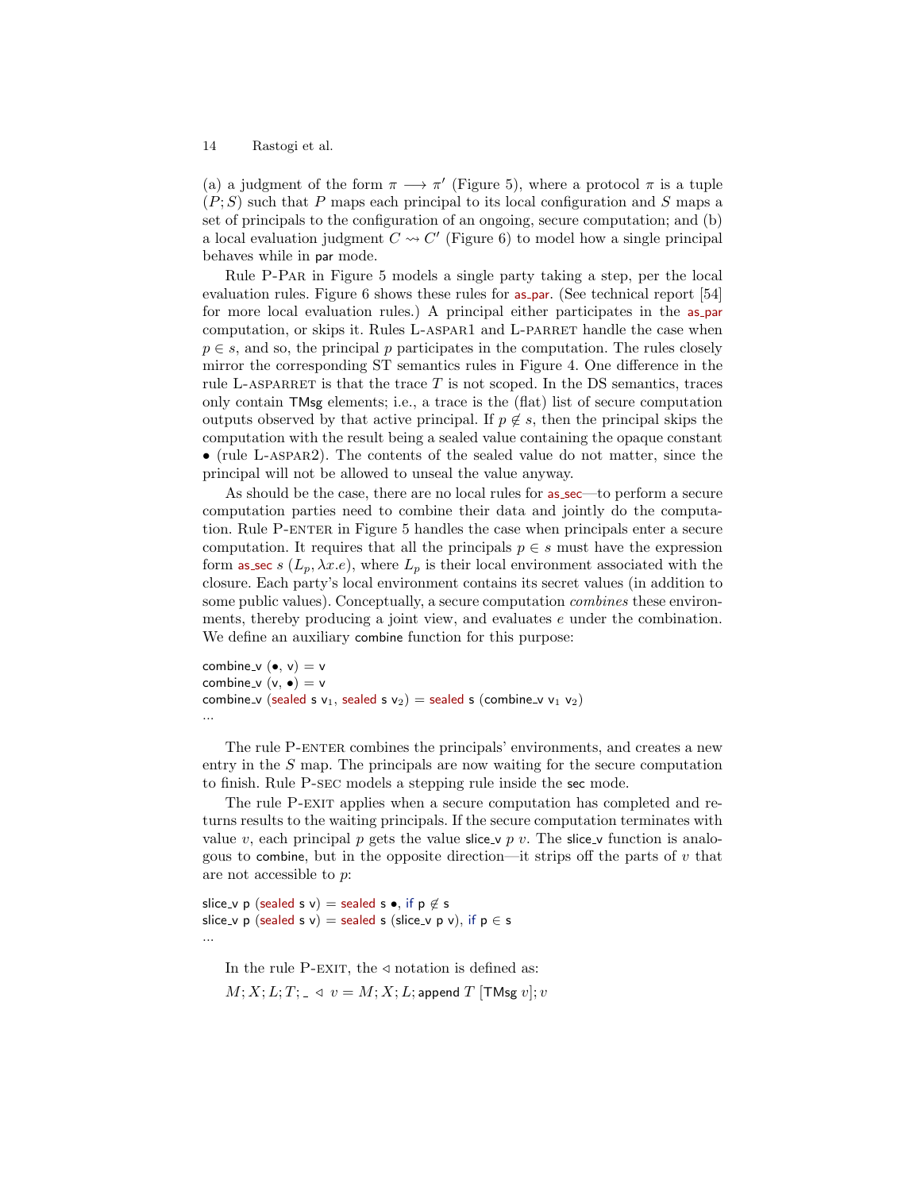(a) a judgment of the form $\pi \longrightarrow \pi'$ (Figure 5), where a protocol $\pi$ is a tuple $(P; S)$ such that $P$ maps each principal to its local configuration and $S$ maps a set of principals to the configuration of an ongoing, secure computation; and (b) a local evaluation judgment $C \rightsquigarrow C'$ (Figure 6) to model how a single principal behaves while in par mode.

Rule P-Par in Figure 5 models a single party taking a step, per the local evaluation rules. Figure 6 shows these rules for as_par. (See technical report [54] for more local evaluation rules.) A principal either participates in the as_par computation, or skips it. Rules L-aspar1 and L-parret handle the case when $p \in s$, and so, the principal $p$ participates in the computation. The rules closely mirror the corresponding ST semantics rules in Figure 4. One difference in the rule L-asparret is that the trace $T$ is not scoped. In the DS semantics, traces only contain TMsg elements; i.e., a trace is the (flat) list of secure computation outputs observed by that active principal. If $p \notin s$, then the principal skips the computation with the result being a sealed value containing the opaque constant $\bullet$ (rule L-aspar2). The contents of the sealed value do not matter, since the principal will not be allowed to unseal the value anyway.

As should be the case, there are no local rules for as_sec—to perform a secure computation parties need to combine their data and jointly do the computation. Rule P-enter in Figure 5 handles the case when principals enter a secure computation. It requires that all the principals $p \in s$ must have the expression form as_sec $s$ $(L_p, \lambda x.e)$, where $L_p$ is their local environment associated with the closure. Each party's local environment contains its secret values (in addition to some public values). Conceptually, a secure computation *combines* these environments, thereby producing a joint view, and evaluates $e$ under the combination. We define an auxiliary combine function for this purpose:

```
combine_v (•, v) = v
combine_v (v, •) = v
combine_v (sealed s v1, sealed s v2) = sealed s (combine_v v1 v2)
...
```

The rule P-enter combines the principals' environments, and creates a new entry in the $S$ map. The principals are now waiting for the secure computation to finish. Rule P-sec models a stepping rule inside the sec mode.

The rule P-exit applies when a secure computation has completed and returns results to the waiting principals. If the secure computation terminates with value $v$, each principal $p$ gets the value slice_v $p$ $v$. The slice_v function is analogous to combine, but in the opposite direction—it strips off the parts of $v$ that are not accessible to $p$:

```
slice_v p (sealed s v) = sealed s •, if p ∉ s
slice_v p (sealed s v) = sealed s (slice_v p v), if p ∈ s
...
```

In the rule P-exit, the $\triangleleft$ notation is defined as:

$M; X; L; T; \_ \triangleleft v = M; X; L; \text{append } T \text{ [TMsg } v]; v$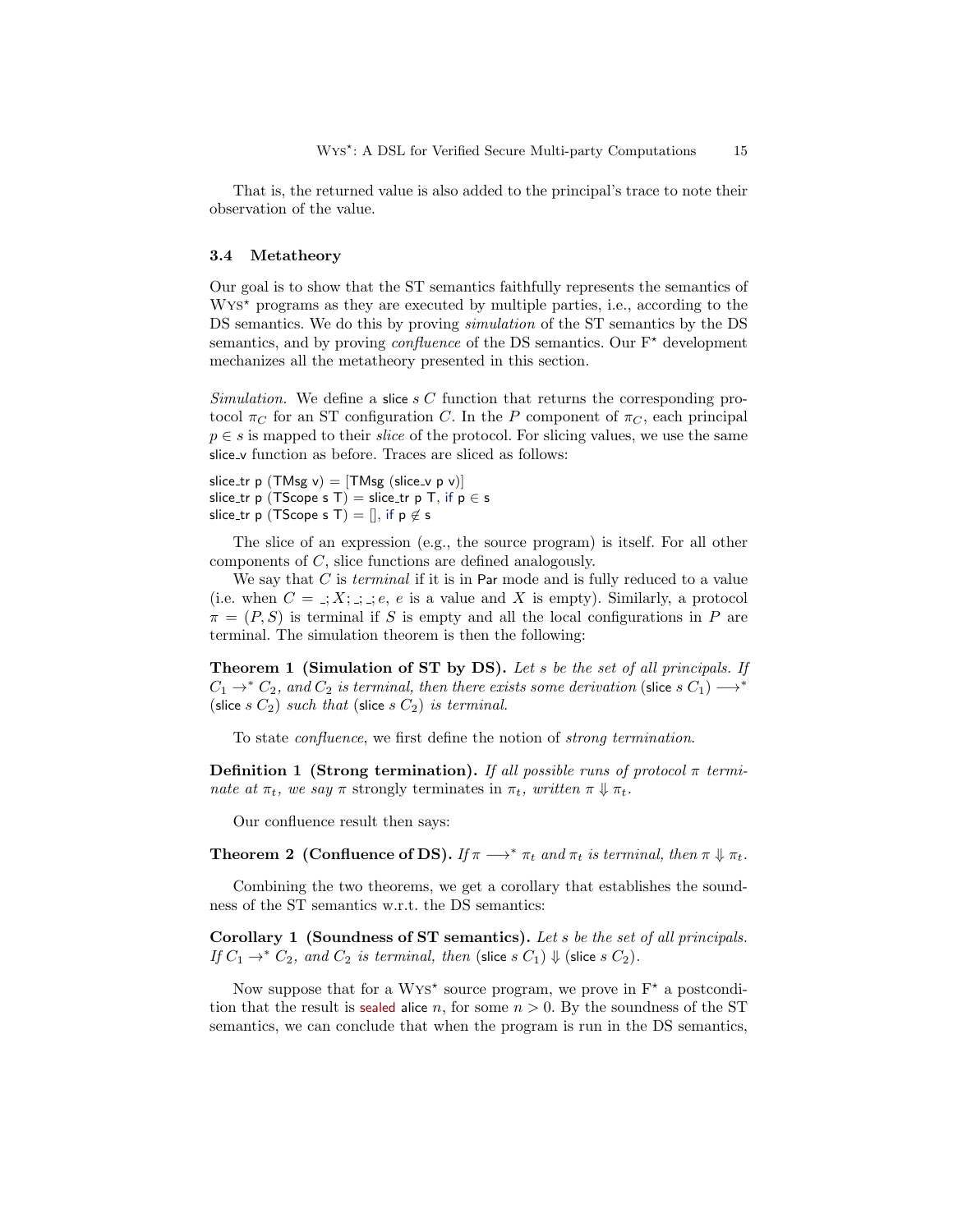That is, the returned value is also added to the principal's trace to note their observation of the value.

### 3.4 Metatheory

Our goal is to show that the ST semantics faithfully represents the semantics of Wys⋆ programs as they are executed by multiple parties, i.e., according to the DS semantics. We do this by proving *simulation* of the ST semantics by the DS semantics, and by proving *confluence* of the DS semantics. Our F⋆ development mechanizes all the metatheory presented in this section.

*Simulation.* We define a slice $s$ $C$ function that returns the corresponding protocol $\pi_C$ for an ST configuration $C$. In the $P$ component of $\pi_C$, each principal $p \in s$ is mapped to their *slice* of the protocol. For slicing values, we use the same slice_v function as before. Traces are sliced as follows:

```
slice_tr p (TMsg v) = [TMsg (slice_v p v)]
slice_tr p (TScope s T) = slice_tr p T, if p ∈ s
slice_tr p (TScope s T) = [], if p ∉ s
```

The slice of an expression (e.g., the source program) is itself. For all other components of $C$, slice functions are defined analogously.

We say that $C$ is *terminal* if it is in Par mode and is fully reduced to a value (i.e. when $C = \_; X; \_; \_; e$, $e$ is a value and $X$ is empty). Similarly, a protocol $\pi = (P, S)$ is terminal if $S$ is empty and all the local configurations in $P$ are terminal. The simulation theorem is then the following:

**Theorem 1 (Simulation of ST by DS).** *Let $s$ be the set of all principals. If $C_1 \rightarrow^* C_2$, and $C_2$ is terminal, then there exists some derivation (slice $s$ $C_1$) $\longrightarrow^*$ (slice $s$ $C_2$) such that (slice $s$ $C_2$) is terminal.*

To state *confluence*, we first define the notion of *strong termination*.

**Definition 1 (Strong termination).** *If all possible runs of protocol $\pi$ terminate at $\pi_t$, we say $\pi$ strongly terminates in $\pi_t$, written $\pi \Downarrow \pi_t$.*

Our confluence result then says:

**Theorem 2 (Confluence of DS).** *If $\pi \longrightarrow^* \pi_t$ and $\pi_t$ is terminal, then $\pi \Downarrow \pi_t$.*

Combining the two theorems, we get a corollary that establishes the soundness of the ST semantics w.r.t. the DS semantics:

**Corollary 1 (Soundness of ST semantics).** *Let $s$ be the set of all principals. If $C_1 \rightarrow^* C_2$, and $C_2$ is terminal, then (slice $s$ $C_1$) $\Downarrow$ (slice $s$ $C_2$).*

Now suppose that for a Wys⋆ source program, we prove in F⋆ a postcondition that the result is sealed alice $n$, for some $n > 0$. By the soundness of the ST semantics, we can conclude that when the program is run in the DS semantics,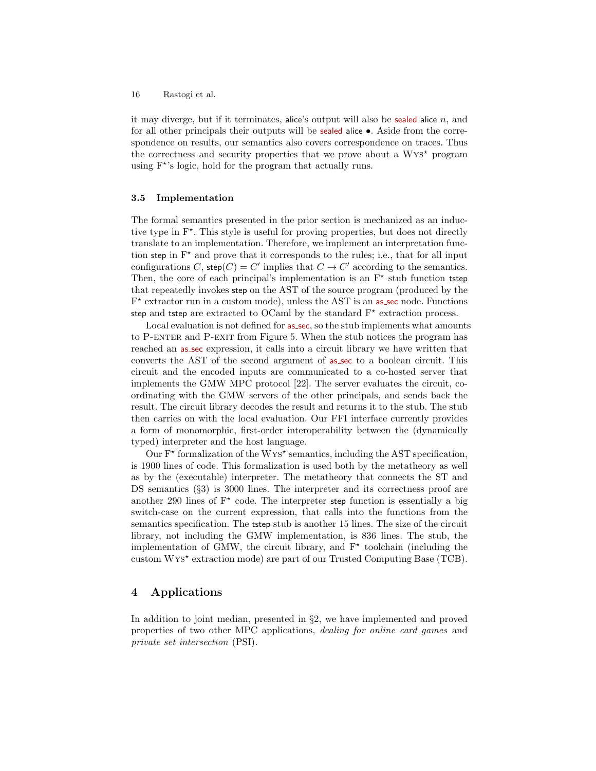it may diverge, but if it terminates, alice's output will also be sealed alice $n$, and for all other principals their outputs will be sealed alice $\bullet$. Aside from the correspondence on results, our semantics also covers correspondence on traces. Thus the correctness and security properties that we prove about a Wys⋆ program using F⋆'s logic, hold for the program that actually runs.

### 3.5 Implementation

The formal semantics presented in the prior section is mechanized as an inductive type in F⋆. This style is useful for proving properties, but does not directly translate to an implementation. Therefore, we implement an interpretation function step in F⋆ and prove that it corresponds to the rules; i.e., that for all input configurations $C$, $\mathsf{step}(C) = C'$ implies that $C \rightarrow C'$ according to the semantics. Then, the core of each principal's implementation is an F⋆ stub function tstep that repeatedly invokes step on the AST of the source program (produced by the F⋆ extractor run in a custom mode), unless the AST is an as_sec node. Functions step and tstep are extracted to OCaml by the standard F⋆ extraction process.

Local evaluation is not defined for as_sec, so the stub implements what amounts to P-ENTER and P-EXIT from Figure 5. When the stub notices the program has reached an as_sec expression, it calls into a circuit library we have written that converts the AST of the second argument of as_sec to a boolean circuit. This circuit and the encoded inputs are communicated to a co-hosted server that implements the GMW MPC protocol [22]. The server evaluates the circuit, coordinating with the GMW servers of the other principals, and sends back the result. The circuit library decodes the result and returns it to the stub. The stub then carries on with the local evaluation. Our FFI interface currently provides a form of monomorphic, first-order interoperability between the (dynamically typed) interpreter and the host language.

Our F⋆ formalization of the Wys⋆ semantics, including the AST specification, is 1900 lines of code. This formalization is used both by the metatheory as well as by the (executable) interpreter. The metatheory that connects the ST and DS semantics (§3) is 3000 lines. The interpreter and its correctness proof are another 290 lines of F⋆ code. The interpreter step function is essentially a big switch-case on the current expression, that calls into the functions from the semantics specification. The tstep stub is another 15 lines. The size of the circuit library, not including the GMW implementation, is 836 lines. The stub, the implementation of GMW, the circuit library, and F⋆ toolchain (including the custom Wys⋆ extraction mode) are part of our Trusted Computing Base (TCB).

## 4 Applications

In addition to joint median, presented in §2, we have implemented and proved properties of two other MPC applications, *dealing for online card games* and *private set intersection* (PSI).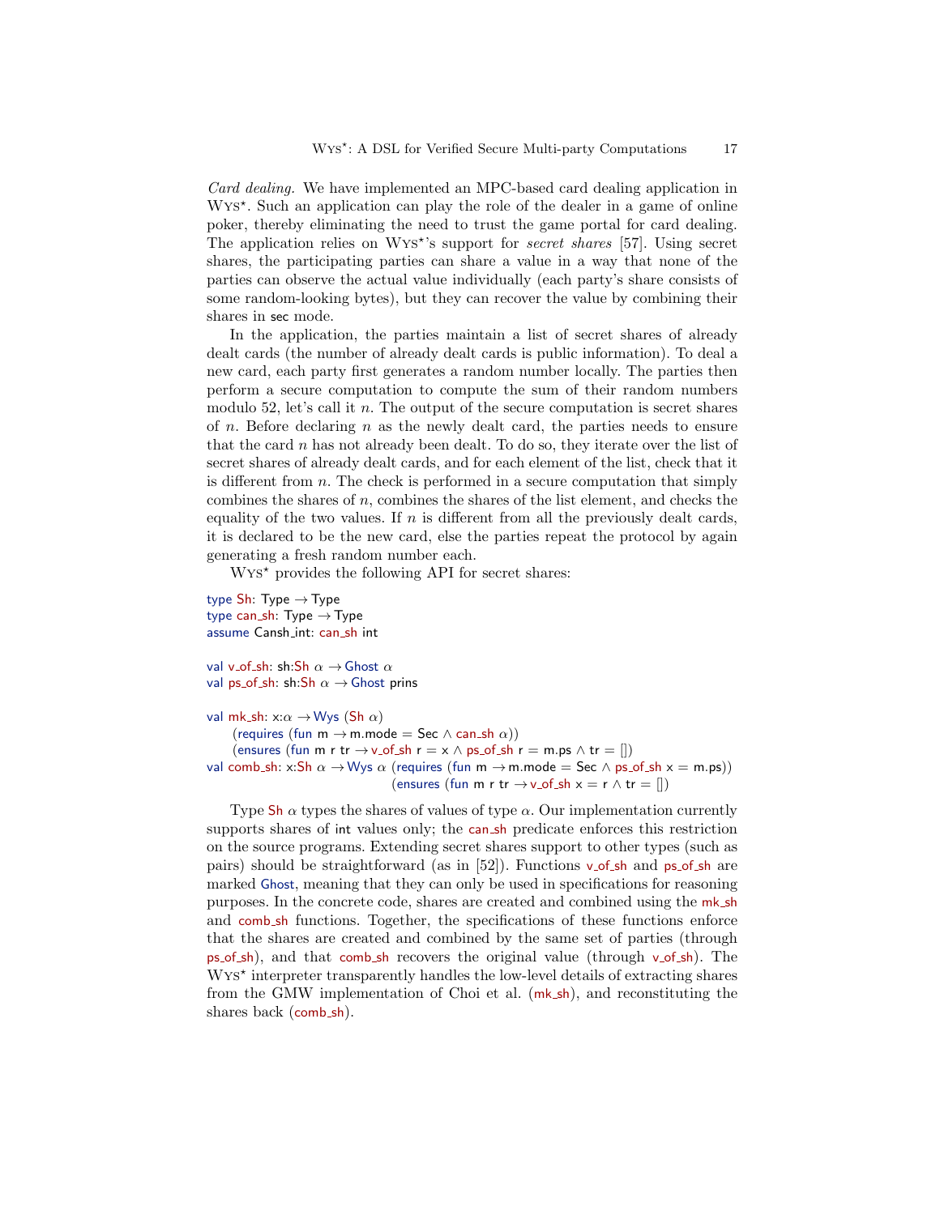*Card dealing.* We have implemented an MPC-based card dealing application in Wys$^\star$. Such an application can play the role of the dealer in a game of online poker, thereby eliminating the need to trust the game portal for card dealing. The application relies on Wys$^\star$'s support for *secret shares* [57]. Using secret shares, the participating parties can share a value in a way that none of the parties can observe the actual value individually (each party's share consists of some random-looking bytes), but they can recover the value by combining their shares in sec mode.

In the application, the parties maintain a list of secret shares of already dealt cards (the number of already dealt cards is public information). To deal a new card, each party first generates a random number locally. The parties then perform a secure computation to compute the sum of their random numbers modulo 52, let's call it $n$. The output of the secure computation is secret shares of $n$. Before declaring $n$ as the newly dealt card, the parties needs to ensure that the card $n$ has not already been dealt. To do so, they iterate over the list of secret shares of already dealt cards, and for each element of the list, check that it is different from $n$. The check is performed in a secure computation that simply combines the shares of $n$, combines the shares of the list element, and checks the equality of the two values. If $n$ is different from all the previously dealt cards, it is declared to be the new card, else the parties repeat the protocol by again generating a fresh random number each.

Wys$^\star$ provides the following API for secret shares:

```
type Sh: Type → Type
type can_sh: Type → Type
assume Cansh_int: can_sh int

val v_of_sh: sh:Sh α → Ghost α
val ps_of_sh: sh:Sh α → Ghost prins

val mk_sh: x:α → Wys (Sh α)
    (requires (fun m → m.mode = Sec ∧ can_sh α))
    (ensures (fun m r tr → v_of_sh r = x ∧ ps_of_sh r = m.ps ∧ tr = []))
val comb_sh: x:Sh α → Wys α (requires (fun m → m.mode = Sec ∧ ps_of_sh x = m.ps))
                             (ensures (fun m r tr → v_of_sh x = r ∧ tr = []))
```

Type Sh $\alpha$ types the shares of values of type $\alpha$. Our implementation currently supports shares of int values only; the can_sh predicate enforces this restriction on the source programs. Extending secret shares support to other types (such as pairs) should be straightforward (as in [52]). Functions v_of_sh and ps_of_sh are marked Ghost, meaning that they can only be used in specifications for reasoning purposes. In the concrete code, shares are created and combined using the mk_sh and comb_sh functions. Together, the specifications of these functions enforce that the shares are created and combined by the same set of parties (through ps_of_sh), and that comb_sh recovers the original value (through v_of_sh). The Wys$^\star$ interpreter transparently handles the low-level details of extracting shares from the GMW implementation of Choi et al. (mk_sh), and reconstituting the shares back (comb_sh).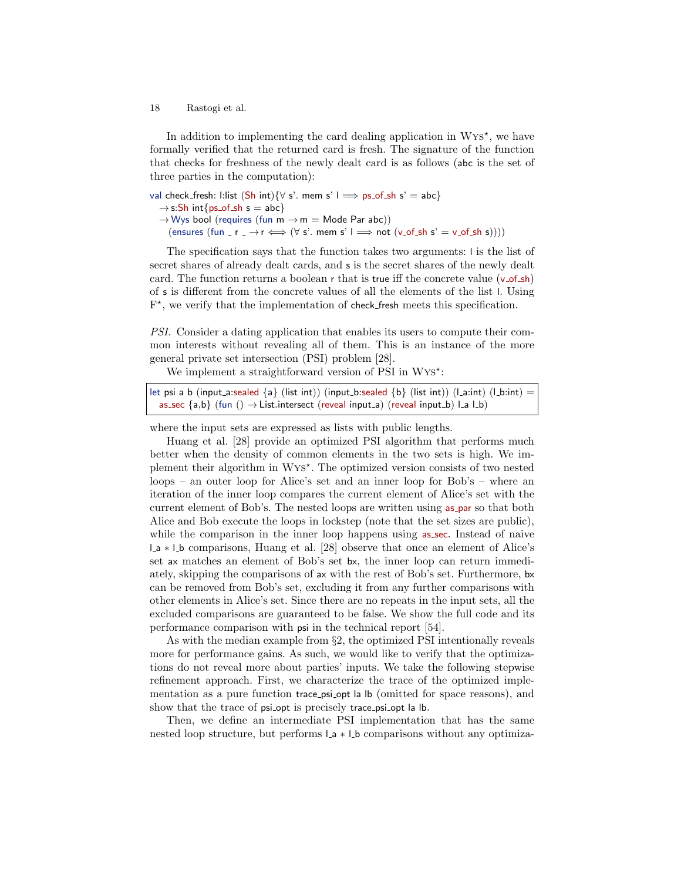In addition to implementing the card dealing application in Wys*, we have formally verified that the returned card is fresh. The signature of the function that checks for freshness of the newly dealt card is as follows (abc is the set of three parties in the computation):

```
val check_fresh: l:list (Sh int){∀ s'. mem s' l ⟹ ps_of_sh s' = abc}
  → s:Sh int{ps_of_sh s = abc}
  → Wys bool (requires (fun m → m = Mode Par abc))
    (ensures (fun _ r _ → r ⟺ (∀ s'. mem s' l ⟹ not (v_of_sh s' = v_of_sh s))))
```

The specification says that the function takes two arguments: l is the list of secret shares of already dealt cards, and s is the secret shares of the newly dealt card. The function returns a boolean r that is true iff the concrete value (v_of_sh) of s is different from the concrete values of all the elements of the list l. Using F*, we verify that the implementation of check_fresh meets this specification.

*PSI.* Consider a dating application that enables its users to compute their common interests without revealing all of them. This is an instance of the more general private set intersection (PSI) problem [28].

We implement a straightforward version of PSI in Wys*:

```
let psi a b (input_a:sealed {a} (list int)) (input_b:sealed {b} (list int)) (l_a:int) (l_b:int) =
  as_sec {a,b} (fun () → List.intersect (reveal input_a) (reveal input_b) l_a l_b)
```

where the input sets are expressed as lists with public lengths.

Huang et al. [28] provide an optimized PSI algorithm that performs much better when the density of common elements in the two sets is high. We implement their algorithm in Wys*. The optimized version consists of two nested loops – an outer loop for Alice's set and an inner loop for Bob's – where an iteration of the inner loop compares the current element of Alice's set with the current element of Bob's. The nested loops are written using as_par so that both Alice and Bob execute the loops in lockstep (note that the set sizes are public), while the comparison in the inner loop happens using as_sec. Instead of naive l_a * l_b comparisons, Huang et al. [28] observe that once an element of Alice's set ax matches an element of Bob's set bx, the inner loop can return immediately, skipping the comparisons of ax with the rest of Bob's set. Furthermore, bx can be removed from Bob's set, excluding it from any further comparisons with other elements in Alice's set. Since there are no repeats in the input sets, all the excluded comparisons are guaranteed to be false. We show the full code and its performance comparison with psi in the technical report [54].

As with the median example from §2, the optimized PSI intentionally reveals more for performance gains. As such, we would like to verify that the optimizations do not reveal more about parties' inputs. We take the following stepwise refinement approach. First, we characterize the trace of the optimized implementation as a pure function trace_psi_opt la lb (omitted for space reasons), and show that the trace of psi_opt is precisely trace_psi_opt la lb.

Then, we define an intermediate PSI implementation that has the same nested loop structure, but performs l_a * l_b comparisons without any optimiza-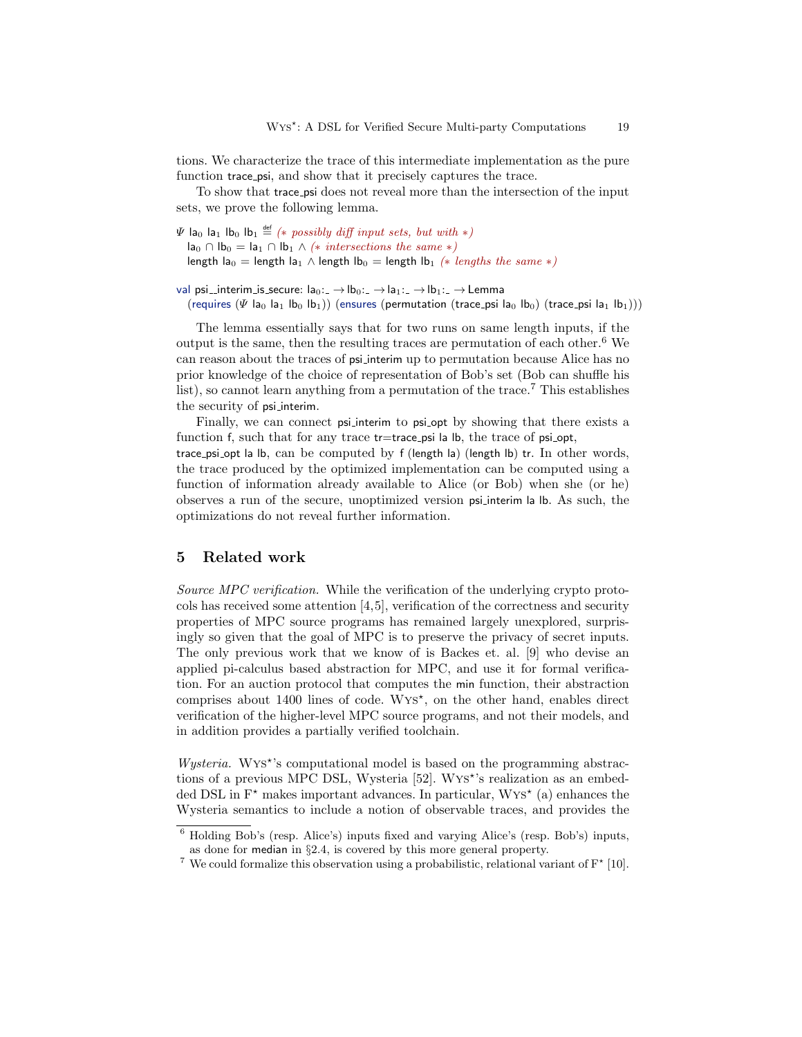tions. We characterize the trace of this intermediate implementation as the pure function trace_psi, and show that it precisely captures the trace.

To show that trace_psi does not reveal more than the intersection of the input sets, we prove the following lemma.

```
Ψ la0 la1 lb0 lb1 ≝ (* possibly diff input sets, but with *)
  la0 ∩ lb0 = la1 ∩ lb1 ∧ (* intersections the same *)
  length la0 = length la1 ∧ length lb0 = length lb1 (* lengths the same *)

val psi__interim_is_secure: la0:_ → lb0:_ → la1:_ → lb1:_ → Lemma
  (requires (Ψ la0 la1 lb0 lb1)) (ensures (permutation (trace_psi la0 lb0) (trace_psi la1 lb1)))
```

The lemma essentially says that for two runs on same length inputs, if the output is the same, then the resulting traces are permutation of each other.[6] We can reason about the traces of psi_interim up to permutation because Alice has no prior knowledge of the choice of representation of Bob's set (Bob can shuffle his list), so cannot learn anything from a permutation of the trace.[7] This establishes the security of psi_interim.

Finally, we can connect psi_interim to psi_opt by showing that there exists a function f, such that for any trace tr=trace_psi la lb, the trace of psi_opt, trace_psi_opt la lb, can be computed by f (length la) (length lb) tr. In other words, the trace produced by the optimized implementation can be computed using a function of information already available to Alice (or Bob) when she (or he) observes a run of the secure, unoptimized version psi_interim la lb. As such, the optimizations do not reveal further information.

## 5 Related work

*Source MPC verification.* While the verification of the underlying crypto protocols has received some attention [4,5], verification of the correctness and security properties of MPC source programs has remained largely unexplored, surprisingly so given that the goal of MPC is to preserve the privacy of secret inputs. The only previous work that we know of is Backes et. al. [9] who devise an applied pi-calculus based abstraction for MPC, and use it for formal verification. For an auction protocol that computes the min function, their abstraction comprises about 1400 lines of code. Wys*, on the other hand, enables direct verification of the higher-level MPC source programs, and not their models, and in addition provides a partially verified toolchain.

*Wysteria.* Wys*'s computational model is based on the programming abstractions of a previous MPC DSL, Wysteria [52]. Wys*'s realization as an embedded DSL in F* makes important advances. In particular, Wys* (a) enhances the Wysteria semantics to include a notion of observable traces, and provides the

[6] Holding Bob's (resp. Alice's) inputs fixed and varying Alice's (resp. Bob's) inputs, as done for median in §2.4, is covered by this more general property.

[7] We could formalize this observation using a probabilistic, relational variant of F* [10].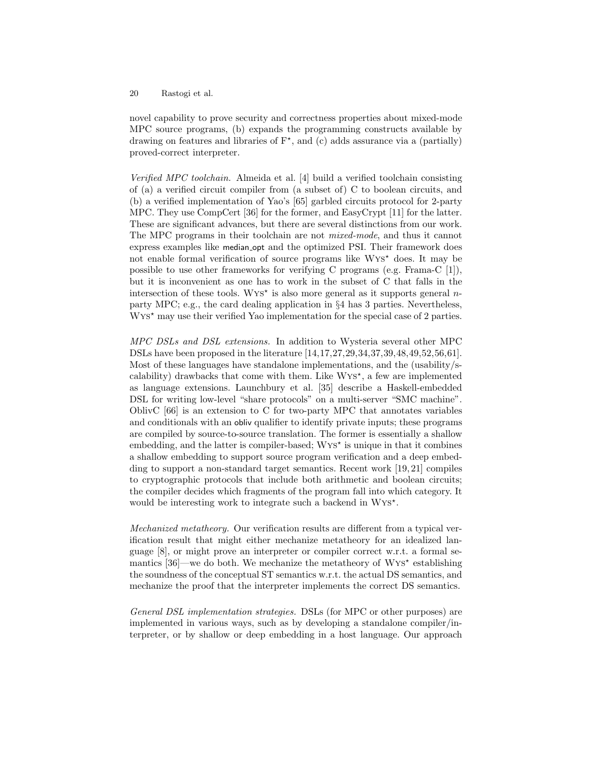novel capability to prove security and correctness properties about mixed-mode MPC source programs, (b) expands the programming constructs available by drawing on features and libraries of F$^\star$, and (c) adds assurance via a (partially) proved-correct interpreter.

*Verified MPC toolchain.* Almeida et al. [4] build a verified toolchain consisting of (a) a verified circuit compiler from (a subset of) C to boolean circuits, and (b) a verified implementation of Yao's [65] garbled circuits protocol for 2-party MPC. They use CompCert [36] for the former, and EasyCrypt [11] for the latter. These are significant advances, but there are several distinctions from our work. The MPC programs in their toolchain are not *mixed-mode*, and thus it cannot express examples like median_opt and the optimized PSI. Their framework does not enable formal verification of source programs like Wys$^\star$ does. It may be possible to use other frameworks for verifying C programs (e.g. Frama-C [1]), but it is inconvenient as one has to work in the subset of C that falls in the intersection of these tools. Wys$^\star$ is also more general as it supports general $n$-party MPC; e.g., the card dealing application in §4 has 3 parties. Nevertheless, Wys$^\star$ may use their verified Yao implementation for the special case of 2 parties.

*MPC DSLs and DSL extensions.* In addition to Wysteria several other MPC DSLs have been proposed in the literature [14,17,27,29,34,37,39,48,49,52,56,61]. Most of these languages have standalone implementations, and the (usability/scalability) drawbacks that come with them. Like Wys$^\star$, a few are implemented as language extensions. Launchbury et al. [35] describe a Haskell-embedded DSL for writing low-level "share protocols" on a multi-server "SMC machine". OblivC [66] is an extension to C for two-party MPC that annotates variables and conditionals with an obliv qualifier to identify private inputs; these programs are compiled by source-to-source translation. The former is essentially a shallow embedding, and the latter is compiler-based; Wys$^\star$ is unique in that it combines a shallow embedding to support source program verification and a deep embedding to support a non-standard target semantics. Recent work [19, 21] compiles to cryptographic protocols that include both arithmetic and boolean circuits; the compiler decides which fragments of the program fall into which category. It would be interesting work to integrate such a backend in Wys$^\star$.

*Mechanized metatheory.* Our verification results are different from a typical verification result that might either mechanize metatheory for an idealized language [8], or might prove an interpreter or compiler correct w.r.t. a formal semantics [36]—we do both. We mechanize the metatheory of Wys$^\star$ establishing the soundness of the conceptual ST semantics w.r.t. the actual DS semantics, and mechanize the proof that the interpreter implements the correct DS semantics.

*General DSL implementation strategies.* DSLs (for MPC or other purposes) are implemented in various ways, such as by developing a standalone compiler/interpreter, or by shallow or deep embedding in a host language. Our approach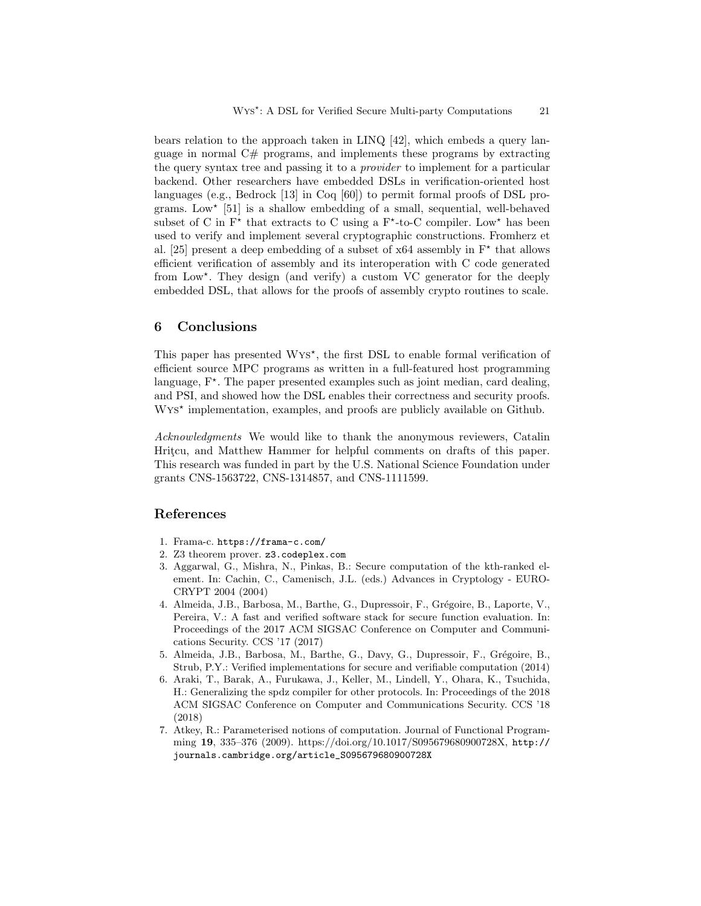bears relation to the approach taken in LINQ [42], which embeds a query language in normal C# programs, and implements these programs by extracting the query syntax tree and passing it to a *provider* to implement for a particular backend. Other researchers have embedded DSLs in verification-oriented host languages (e.g., Bedrock [13] in Coq [60]) to permit formal proofs of DSL programs. Low⋆ [51] is a shallow embedding of a small, sequential, well-behaved subset of C in F⋆ that extracts to C using a F⋆-to-C compiler. Low⋆ has been used to verify and implement several cryptographic constructions. Fromherz et al. [25] present a deep embedding of a subset of x64 assembly in F⋆ that allows efficient verification of assembly and its interoperation with C code generated from Low⋆. They design (and verify) a custom VC generator for the deeply embedded DSL, that allows for the proofs of assembly crypto routines to scale.

## 6 Conclusions

This paper has presented Wys⋆, the first DSL to enable formal verification of efficient source MPC programs as written in a full-featured host programming language, F⋆. The paper presented examples such as joint median, card dealing, and PSI, and showed how the DSL enables their correctness and security proofs. Wys⋆ implementation, examples, and proofs are publicly available on Github.

*Acknowledgments* We would like to thank the anonymous reviewers, Catalin Hriţcu, and Matthew Hammer for helpful comments on drafts of this paper. This research was funded in part by the U.S. National Science Foundation under grants CNS-1563722, CNS-1314857, and CNS-1111599.

## References

1. Frama-c. `https://frama-c.com/`
2. Z3 theorem prover. `z3.codeplex.com`
3. Aggarwal, G., Mishra, N., Pinkas, B.: Secure computation of the kth-ranked element. In: Cachin, C., Camenisch, J.L. (eds.) Advances in Cryptology - EUROCRYPT 2004 (2004)
4. Almeida, J.B., Barbosa, M., Barthe, G., Dupressoir, F., Grégoire, B., Laporte, V., Pereira, V.: A fast and verified software stack for secure function evaluation. In: Proceedings of the 2017 ACM SIGSAC Conference on Computer and Communications Security. CCS '17 (2017)
5. Almeida, J.B., Barbosa, M., Barthe, G., Davy, G., Dupressoir, F., Grégoire, B., Strub, P.Y.: Verified implementations for secure and verifiable computation (2014)
6. Araki, T., Barak, A., Furukawa, J., Keller, M., Lindell, Y., Ohara, K., Tsuchida, H.: Generalizing the spdz compiler for other protocols. In: Proceedings of the 2018 ACM SIGSAC Conference on Computer and Communications Security. CCS '18 (2018)
7. Atkey, R.: Parameterised notions of computation. Journal of Functional Programming **19**, 335–376 (2009). https://doi.org/10.1017/S095679680900728X, `http://journals.cambridge.org/article_S095679680900728X`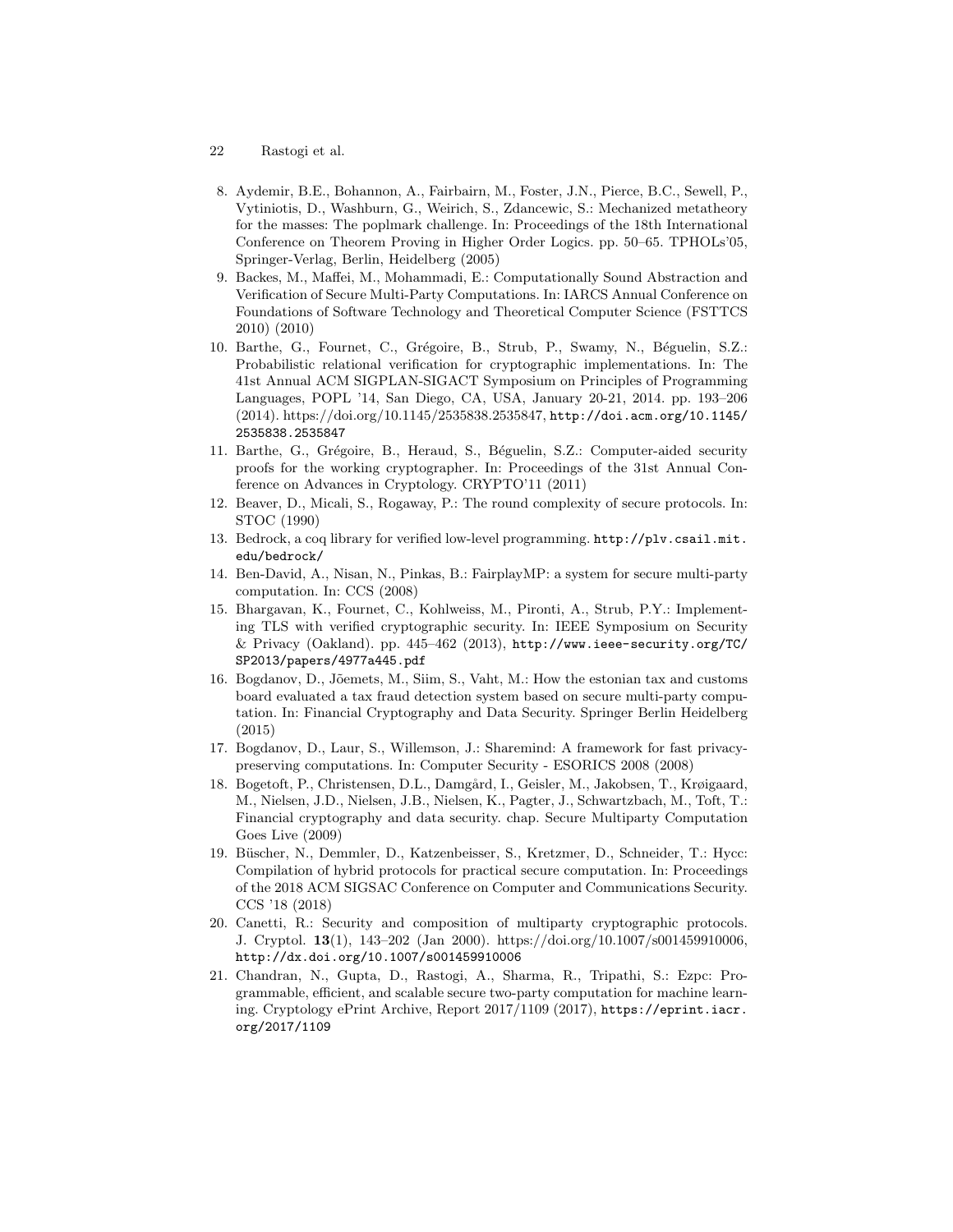8. Aydemir, B.E., Bohannon, A., Fairbairn, M., Foster, J.N., Pierce, B.C., Sewell, P., Vytiniotis, D., Washburn, G., Weirich, S., Zdancewic, S.: Mechanized metatheory for the masses: The poplmark challenge. In: Proceedings of the 18th International Conference on Theorem Proving in Higher Order Logics. pp. 50–65. TPHOLs'05, Springer-Verlag, Berlin, Heidelberg (2005)
9. Backes, M., Maffei, M., Mohammadi, E.: Computationally Sound Abstraction and Verification of Secure Multi-Party Computations. In: IARCS Annual Conference on Foundations of Software Technology and Theoretical Computer Science (FSTTCS 2010) (2010)
10. Barthe, G., Fournet, C., Grégoire, B., Strub, P., Swamy, N., Béguelin, S.Z.: Probabilistic relational verification for cryptographic implementations. In: The 41st Annual ACM SIGPLAN-SIGACT Symposium on Principles of Programming Languages, POPL '14, San Diego, CA, USA, January 20-21, 2014. pp. 193–206 (2014). https://doi.org/10.1145/2535838.2535847, `http://doi.acm.org/10.1145/2535838.2535847`
11. Barthe, G., Grégoire, B., Heraud, S., Béguelin, S.Z.: Computer-aided security proofs for the working cryptographer. In: Proceedings of the 31st Annual Conference on Advances in Cryptology. CRYPTO'11 (2011)
12. Beaver, D., Micali, S., Rogaway, P.: The round complexity of secure protocols. In: STOC (1990)
13. Bedrock, a coq library for verified low-level programming. `http://plv.csail.mit.edu/bedrock/`
14. Ben-David, A., Nisan, N., Pinkas, B.: FairplayMP: a system for secure multi-party computation. In: CCS (2008)
15. Bhargavan, K., Fournet, C., Kohlweiss, M., Pironti, A., Strub, P.Y.: Implementing TLS with verified cryptographic security. In: IEEE Symposium on Security & Privacy (Oakland). pp. 445–462 (2013), `http://www.ieee-security.org/TC/SP2013/papers/4977a445.pdf`
16. Bogdanov, D., Jõemets, M., Siim, S., Vaht, M.: How the estonian tax and customs board evaluated a tax fraud detection system based on secure multi-party computation. In: Financial Cryptography and Data Security. Springer Berlin Heidelberg (2015)
17. Bogdanov, D., Laur, S., Willemson, J.: Sharemind: A framework for fast privacy-preserving computations. In: Computer Security - ESORICS 2008 (2008)
18. Bogetoft, P., Christensen, D.L., Damgård, I., Geisler, M., Jakobsen, T., Krøigaard, M., Nielsen, J.D., Nielsen, J.B., Nielsen, K., Pagter, J., Schwartzbach, M., Toft, T.: Financial cryptography and data security. chap. Secure Multiparty Computation Goes Live (2009)
19. Büscher, N., Demmler, D., Katzenbeisser, S., Kretzmer, D., Schneider, T.: Hycc: Compilation of hybrid protocols for practical secure computation. In: Proceedings of the 2018 ACM SIGSAC Conference on Computer and Communications Security. CCS '18 (2018)
20. Canetti, R.: Security and composition of multiparty cryptographic protocols. J. Cryptol. **13**(1), 143–202 (Jan 2000). https://doi.org/10.1007/s001459910006, `http://dx.doi.org/10.1007/s001459910006`
21. Chandran, N., Gupta, D., Rastogi, A., Sharma, R., Tripathi, S.: Ezpc: Programmable, efficient, and scalable secure two-party computation for machine learning. Cryptology ePrint Archive, Report 2017/1109 (2017), `https://eprint.iacr.org/2017/1109`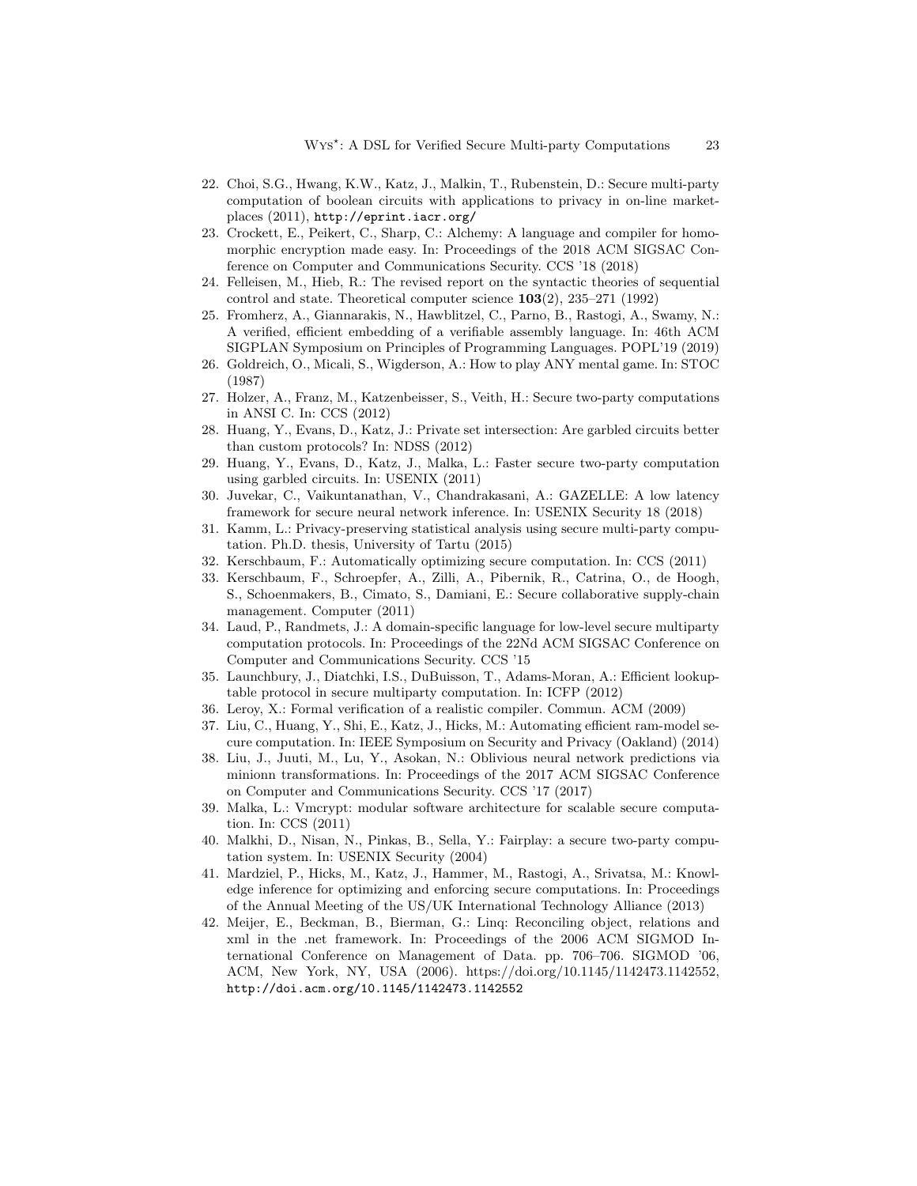22. Choi, S.G., Hwang, K.W., Katz, J., Malkin, T., Rubenstein, D.: Secure multi-party computation of boolean circuits with applications to privacy in on-line marketplaces (2011), http://eprint.iacr.org/
23. Crockett, E., Peikert, C., Sharp, C.: Alchemy: A language and compiler for homomorphic encryption made easy. In: Proceedings of the 2018 ACM SIGSAC Conference on Computer and Communications Security. CCS '18 (2018)
24. Felleisen, M., Hieb, R.: The revised report on the syntactic theories of sequential control and state. Theoretical computer science **103**(2), 235–271 (1992)
25. Fromherz, A., Giannarakis, N., Hawblitzel, C., Parno, B., Rastogi, A., Swamy, N.: A verified, efficient embedding of a verifiable assembly language. In: 46th ACM SIGPLAN Symposium on Principles of Programming Languages. POPL'19 (2019)
26. Goldreich, O., Micali, S., Wigderson, A.: How to play ANY mental game. In: STOC (1987)
27. Holzer, A., Franz, M., Katzenbeisser, S., Veith, H.: Secure two-party computations in ANSI C. In: CCS (2012)
28. Huang, Y., Evans, D., Katz, J.: Private set intersection: Are garbled circuits better than custom protocols? In: NDSS (2012)
29. Huang, Y., Evans, D., Katz, J., Malka, L.: Faster secure two-party computation using garbled circuits. In: USENIX (2011)
30. Juvekar, C., Vaikuntanathan, V., Chandrakasani, A.: GAZELLE: A low latency framework for secure neural network inference. In: USENIX Security 18 (2018)
31. Kamm, L.: Privacy-preserving statistical analysis using secure multi-party computation. Ph.D. thesis, University of Tartu (2015)
32. Kerschbaum, F.: Automatically optimizing secure computation. In: CCS (2011)
33. Kerschbaum, F., Schroepfer, A., Zilli, A., Pibernik, R., Catrina, O., de Hoogh, S., Schoenmakers, B., Cimato, S., Damiani, E.: Secure collaborative supply-chain management. Computer (2011)
34. Laud, P., Randmets, J.: A domain-specific language for low-level secure multiparty computation protocols. In: Proceedings of the 22Nd ACM SIGSAC Conference on Computer and Communications Security. CCS '15
35. Launchbury, J., Diatchki, I.S., DuBuisson, T., Adams-Moran, A.: Efficient lookup-table protocol in secure multiparty computation. In: ICFP (2012)
36. Leroy, X.: Formal verification of a realistic compiler. Commun. ACM (2009)
37. Liu, C., Huang, Y., Shi, E., Katz, J., Hicks, M.: Automating efficient ram-model secure computation. In: IEEE Symposium on Security and Privacy (Oakland) (2014)
38. Liu, J., Juuti, M., Lu, Y., Asokan, N.: Oblivious neural network predictions via minionn transformations. In: Proceedings of the 2017 ACM SIGSAC Conference on Computer and Communications Security. CCS '17 (2017)
39. Malka, L.: Vmcrypt: modular software architecture for scalable secure computation. In: CCS (2011)
40. Malkhi, D., Nisan, N., Pinkas, B., Sella, Y.: Fairplay: a secure two-party computation system. In: USENIX Security (2004)
41. Mardziel, P., Hicks, M., Katz, J., Hammer, M., Rastogi, A., Srivatsa, M.: Knowledge inference for optimizing and enforcing secure computations. In: Proceedings of the Annual Meeting of the US/UK International Technology Alliance (2013)
42. Meijer, E., Beckman, B., Bierman, G.: Linq: Reconciling object, relations and xml in the .net framework. In: Proceedings of the 2006 ACM SIGMOD International Conference on Management of Data. pp. 706–706. SIGMOD '06, ACM, New York, NY, USA (2006). https://doi.org/10.1145/1142473.1142552, http://doi.acm.org/10.1145/1142473.1142552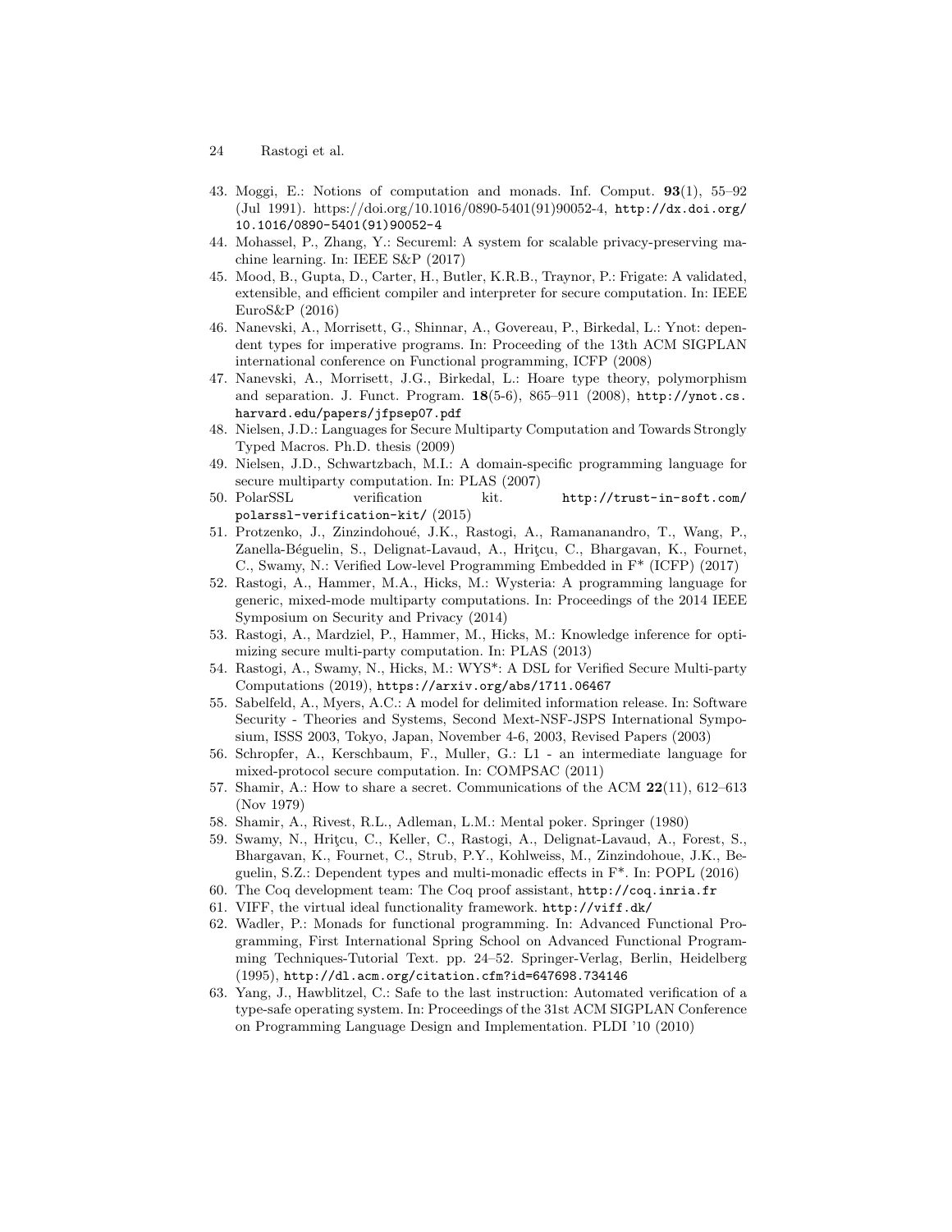43. Moggi, E.: Notions of computation and monads. Inf. Comput. **93**(1), 55–92 (Jul 1991). https://doi.org/10.1016/0890-5401(91)90052-4, http://dx.doi.org/10.1016/0890-5401(91)90052-4
44. Mohassel, P., Zhang, Y.: Secureml: A system for scalable privacy-preserving machine learning. In: IEEE S&P (2017)
45. Mood, B., Gupta, D., Carter, H., Butler, K.R.B., Traynor, P.: Frigate: A validated, extensible, and efficient compiler and interpreter for secure computation. In: IEEE EuroS&P (2016)
46. Nanevski, A., Morrisett, G., Shinnar, A., Govereau, P., Birkedal, L.: Ynot: dependent types for imperative programs. In: Proceeding of the 13th ACM SIGPLAN international conference on Functional programming, ICFP (2008)
47. Nanevski, A., Morrisett, J.G., Birkedal, L.: Hoare type theory, polymorphism and separation. J. Funct. Program. **18**(5-6), 865–911 (2008), http://ynot.cs.harvard.edu/papers/jfpsep07.pdf
48. Nielsen, J.D.: Languages for Secure Multiparty Computation and Towards Strongly Typed Macros. Ph.D. thesis (2009)
49. Nielsen, J.D., Schwartzbach, M.I.: A domain-specific programming language for secure multiparty computation. In: PLAS (2007)
50. PolarSSL verification kit. http://trust-in-soft.com/polarssl-verification-kit/ (2015)
51. Protzenko, J., Zinzindohoué, J.K., Rastogi, A., Ramananandro, T., Wang, P., Zanella-Béguelin, S., Delignat-Lavaud, A., Hriţcu, C., Bhargavan, K., Fournet, C., Swamy, N.: Verified Low-level Programming Embedded in F* (ICFP) (2017)
52. Rastogi, A., Hammer, M.A., Hicks, M.: Wysteria: A programming language for generic, mixed-mode multiparty computations. In: Proceedings of the 2014 IEEE Symposium on Security and Privacy (2014)
53. Rastogi, A., Mardziel, P., Hammer, M., Hicks, M.: Knowledge inference for optimizing secure multi-party computation. In: PLAS (2013)
54. Rastogi, A., Swamy, N., Hicks, M.: WYS*: A DSL for Verified Secure Multi-party Computations (2019), https://arxiv.org/abs/1711.06467
55. Sabelfeld, A., Myers, A.C.: A model for delimited information release. In: Software Security - Theories and Systems, Second Mext-NSF-JSPS International Symposium, ISSS 2003, Tokyo, Japan, November 4-6, 2003, Revised Papers (2003)
56. Schropfer, A., Kerschbaum, F., Muller, G.: L1 - an intermediate language for mixed-protocol secure computation. In: COMPSAC (2011)
57. Shamir, A.: How to share a secret. Communications of the ACM **22**(11), 612–613 (Nov 1979)
58. Shamir, A., Rivest, R.L., Adleman, L.M.: Mental poker. Springer (1980)
59. Swamy, N., Hriţcu, C., Keller, C., Rastogi, A., Delignat-Lavaud, A., Forest, S., Bhargavan, K., Fournet, C., Strub, P.Y., Kohlweiss, M., Zinzindohoue, J.K., Beguelin, S.Z.: Dependent types and multi-monadic effects in F*. In: POPL (2016)
60. The Coq development team: The Coq proof assistant, http://coq.inria.fr
61. VIFF, the virtual ideal functionality framework. http://viff.dk/
62. Wadler, P.: Monads for functional programming. In: Advanced Functional Programming, First International Spring School on Advanced Functional Programming Techniques-Tutorial Text. pp. 24–52. Springer-Verlag, Berlin, Heidelberg (1995), http://dl.acm.org/citation.cfm?id=647698.734146
63. Yang, J., Hawblitzel, C.: Safe to the last instruction: Automated verification of a type-safe operating system. In: Proceedings of the 31st ACM SIGPLAN Conference on Programming Language Design and Implementation. PLDI '10 (2010)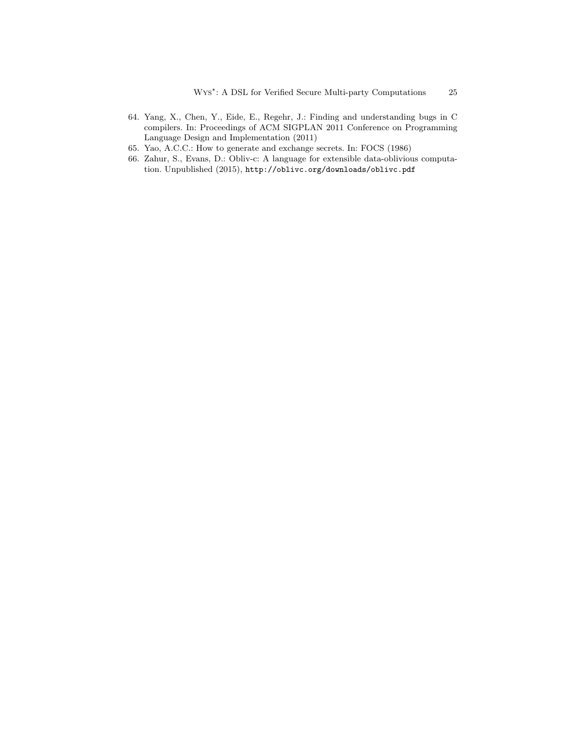64. Yang, X., Chen, Y., Eide, E., Regehr, J.: Finding and understanding bugs in C compilers. In: Proceedings of ACM SIGPLAN 2011 Conference on Programming Language Design and Implementation (2011)
65. Yao, A.C.C.: How to generate and exchange secrets. In: FOCS (1986)
66. Zahur, S., Evans, D.: Obliv-c: A language for extensible data-oblivious computation. Unpublished (2015), `http://oblivc.org/downloads/oblivc.pdf`